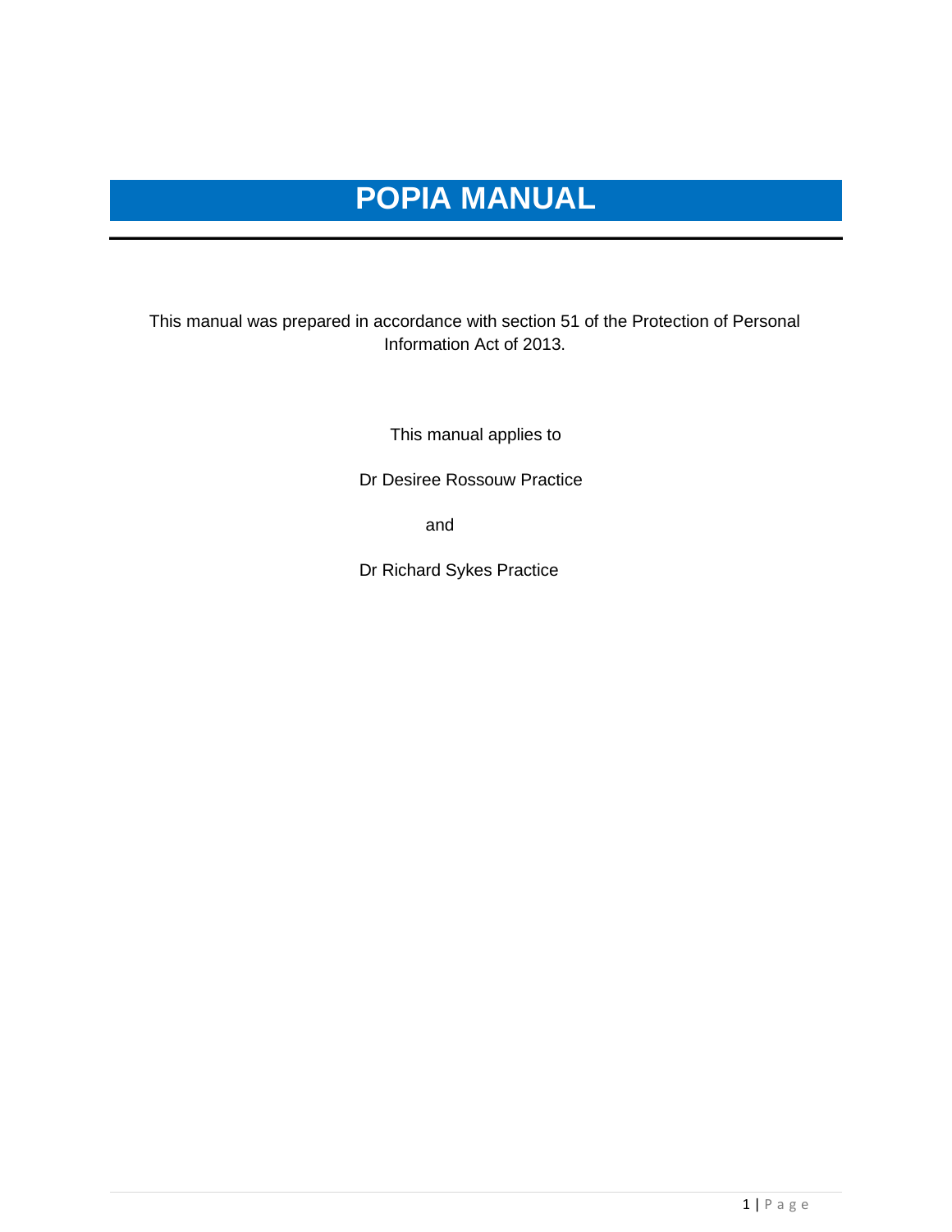# POPIA MANUAL

This manual was prepared in accordance with section 51 of the Protection of Personal Information Act of 2013.

This manual applies to

Dr Desiree Rossouw Practice

and

Dr Richard Sykes Practice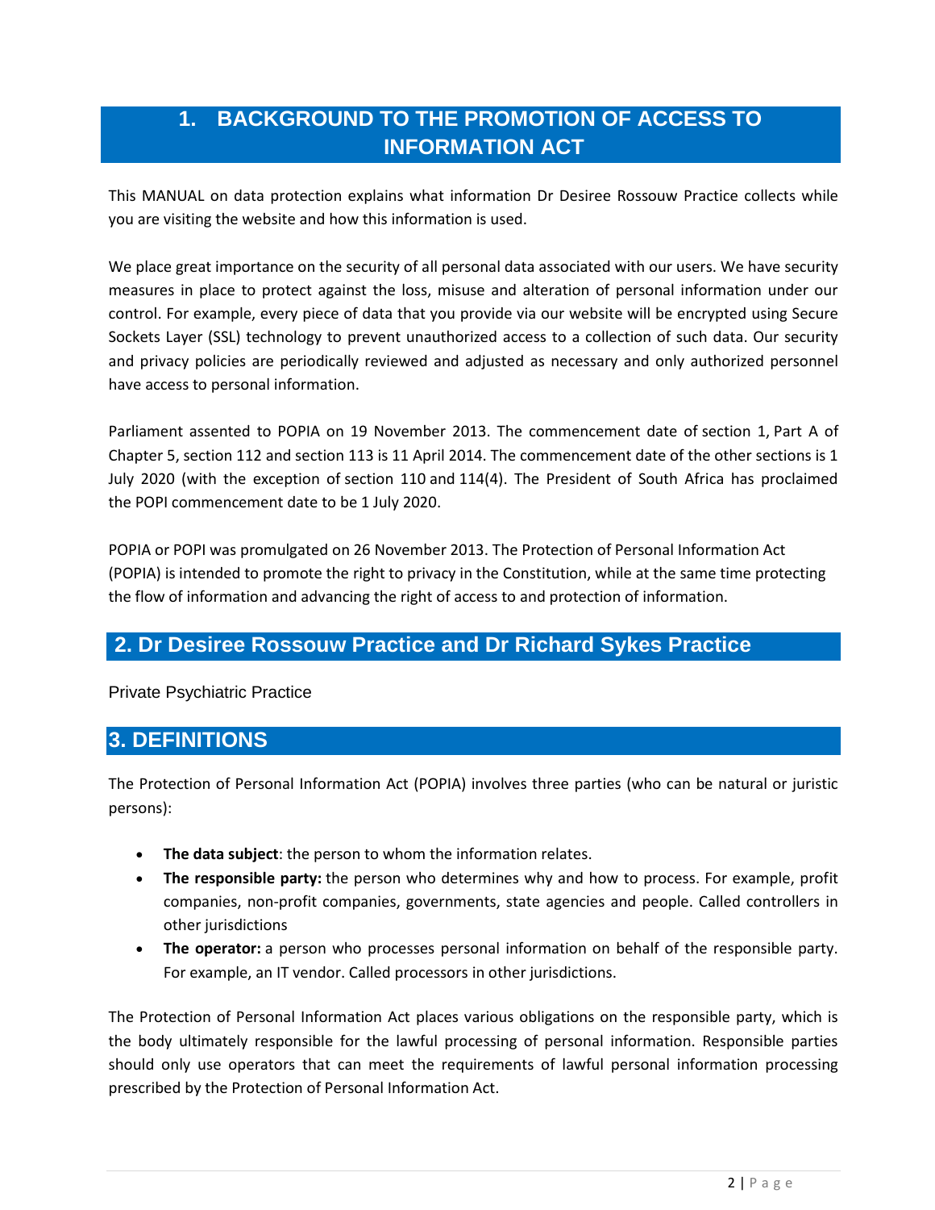# 1. BACKGROUND TO THE PROMOTION OF ACCESS TO INFORMATION ACT

This MANUAL on data protection explains what information Dr Desiree Rossouw Practice collects while you are visiting the website and how this information is used.

We place great importance on the security of all personal data associated with our users. We have security measures in place to protect against the loss, misuse and alteration of personal information under our control. For example, every piece of data that you provide via our website will be encrypted using Secure Sockets Layer (SSL) technology to prevent unauthorized access to a collection of such data. Our security and privacy policies are periodically reviewed and adjusted as necessary and only authorized personnel have access to personal information.

Parliament assented to POPIA on 19 November 2013. The commencement date of section 1, Part A of Chapter 5, section 112 and section 113 is 11 April 2014. The commencement date of the other sections is 1 July 2020 (with the exception of section 110 and 114(4). The President of South Africa has proclaimed the POPI commencement date to be 1 July 2020.

POPIA or POPI was promulgated on 26 November 2013. The Protection of Personal Information Act (POPIA) is intended to promote the right to privacy in the Constitution, while at the same time protecting the flow of information and advancing the right of access to and protection of information.

# 2. Dr Desiree Rossouw Practice and Dr Richard Sykes Practice

Private Psychiatric Practice

# 3. DEFINITIONS

The Protection of Personal Information Act (POPIA) involves three parties (who can be natural or juristic persons):

- **The data subject**: the person to whom the information relates.
- **The responsible party:** the person who determines why and how to process. For example, profit companies, non-profit companies, governments, state agencies and people. Called controllers in other jurisdictions
- **The operator:** a person who processes personal information on behalf of the responsible party. For example, an IT vendor. Called processors in other jurisdictions.

The Protection of Personal Information Act places various obligations on the responsible party, which is the body ultimately responsible for the lawful processing of personal information. Responsible parties should only use operators that can meet the requirements of lawful personal information processing prescribed by the Protection of Personal Information Act.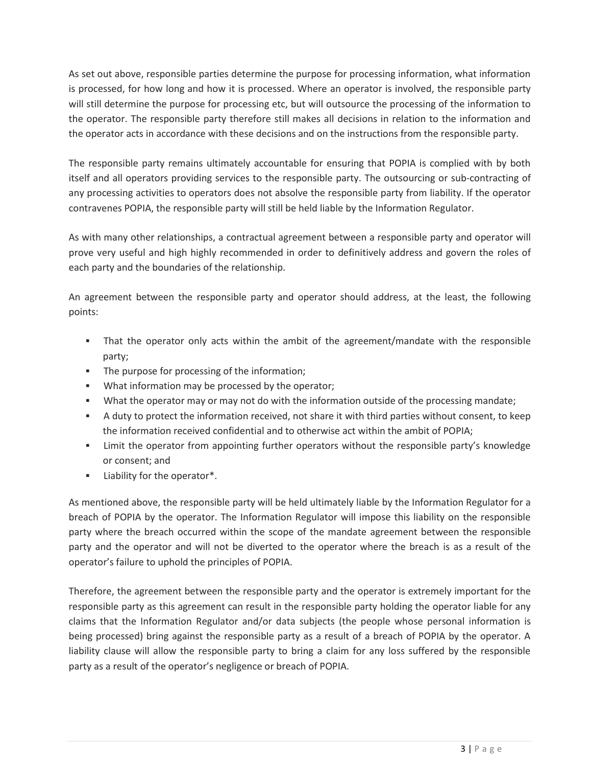As set out above, responsible parties determine the purpose for processing information, what information is processed, for how long and how it is processed. Where an operator is involved, the responsible party will still determine the purpose for processing etc, but will outsource the processing of the information to the operator. The responsible party therefore still makes all decisions in relation to the information and the operator acts in accordance with these decisions and on the instructions from the responsible party.

The responsible party remains ultimately accountable for ensuring that POPIA is complied with by both itself and all operators providing services to the responsible party. The outsourcing or sub-contracting of any processing activities to operators does not absolve the responsible party from liability. If the operator contravenes POPIA, the responsible party will still be held liable by the Information Regulator.

As with many other relationships, a contractual agreement between a responsible party and operator will prove very useful and high highly recommended in order to definitively address and govern the roles of each party and the boundaries of the relationship.

An agreement between the responsible party and operator should address, at the least, the following points:

- That the operator only acts within the ambit of the agreement/mandate with the responsible party;
- The purpose for processing of the information;
- What information may be processed by the operator;
- What the operator may or may not do with the information outside of the processing mandate;
- A duty to protect the information received, not share it with third parties without consent, to keep the information received confidential and to otherwise act within the ambit of POPIA;
- Limit the operator from appointing further operators without the responsible party's knowledge or consent; and
- Liability for the operator*.

As mentioned above, the responsible party will be held ultimately liable by the Information Regulator for a breach of POPIA by the operator. The Information Regulator will impose this liability on the responsible party where the breach occurred within the scope of the mandate agreement between the responsible party and the operator and will not be diverted to the operator where the breach is as a result of the operator's failure to uphold the principles of POPIA.

Therefore, the agreement between the responsible party and the operator is extremely important for the responsible party as this agreement can result in the responsible party holding the operator liable for any claims that the Information Regulator and/or data subjects (the people whose personal information is being processed) bring against the responsible party as a result of a breach of POPIA by the operator. A liability clause will allow the responsible party to bring a claim for any loss suffered by the responsible party as a result of the operator's negligence or breach of POPIA.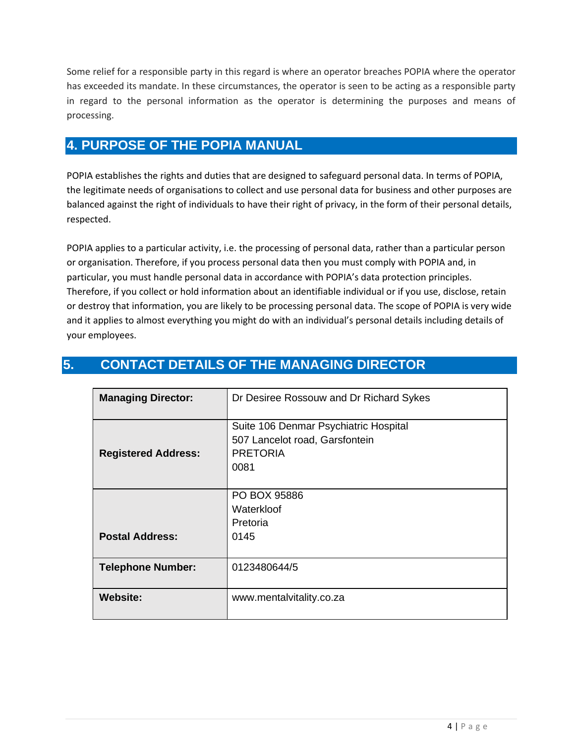Some relief for a responsible party in this regard is where an operator breaches POPIA where the operator has exceeded its mandate. In these circumstances, the operator is seen to be acting as a responsible party in regard to the personal information as the operator is determining the purposes and means of processing.

## 4. PURPOSE OF THE POPIA MANUAL

POPIA establishes the rights and duties that are designed to safeguard personal data. In terms of POPIA, the legitimate needs of organisations to collect and use personal data for business and other purposes are balanced against the right of individuals to have their right of privacy, in the form of their personal details, respected.

POPIA applies to a particular activity, i.e. the processing of personal data, rather than a particular person or organisation. Therefore, if you process personal data then you must comply with POPIA and, in particular, you must handle personal data in accordance with POPIA's data protection principles. Therefore, if you collect or hold information about an identifiable individual or if you use, disclose, retain or destroy that information, you are likely to be processing personal data. The scope of POPIA is very wide and it applies to almost everything you might do with an individual's personal details including details of your employees.

## 5. CONTACT DETAILS OF THE MANAGING DIRECTOR

| | |
|---|---|
| **Managing Director:** | Dr Desiree Rossouw and Dr Richard Sykes |
| **Registered Address:** | Suite 106 Denmar Psychiatric Hospital<br>507 Lancelot road, Garsfontein<br>PRETORIA<br>0081 |
| **Postal Address:** | PO BOX 95886<br>Waterkloof<br>Pretoria<br>0145 |
| **Telephone Number:** | 0123480644/5 |
| **Website:** | www.mentalvitality.co.za |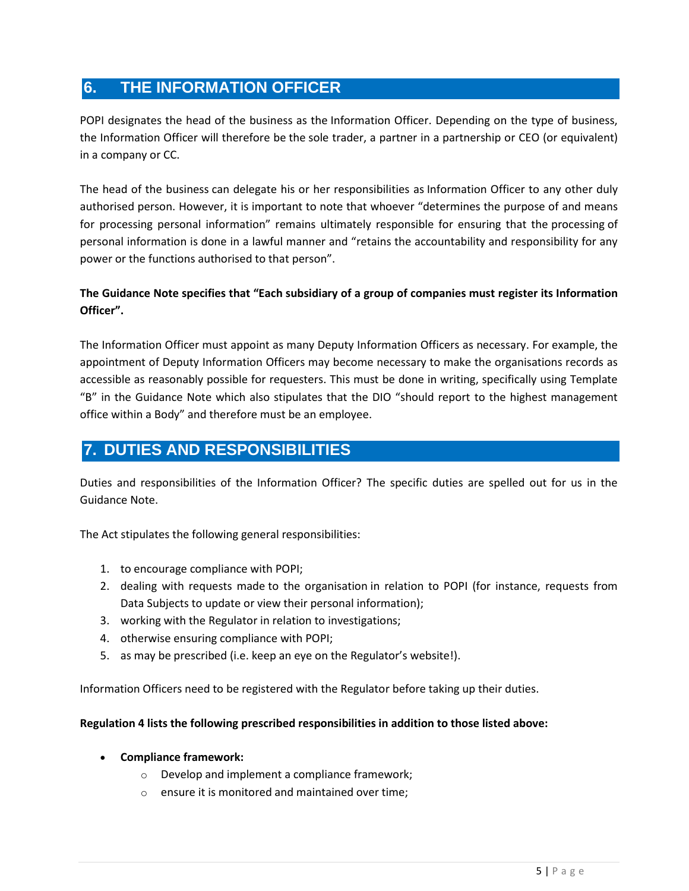## 6. THE INFORMATION OFFICER

POPI designates the head of the business as the Information Officer. Depending on the type of business, the Information Officer will therefore be the sole trader, a partner in a partnership or CEO (or equivalent) in a company or CC.

The head of the business can delegate his or her responsibilities as Information Officer to any other duly authorised person. However, it is important to note that whoever "determines the purpose of and means for processing personal information" remains ultimately responsible for ensuring that the processing of personal information is done in a lawful manner and "retains the accountability and responsibility for any power or the functions authorised to that person".

**The Guidance Note specifies that "Each subsidiary of a group of companies must register its Information Officer".**

The Information Officer must appoint as many Deputy Information Officers as necessary. For example, the appointment of Deputy Information Officers may become necessary to make the organisations records as accessible as reasonably possible for requesters. This must be done in writing, specifically using Template "B" in the Guidance Note which also stipulates that the DIO "should report to the highest management office within a Body" and therefore must be an employee.

## 7. DUTIES AND RESPONSIBILITIES

Duties and responsibilities of the Information Officer? The specific duties are spelled out for us in the Guidance Note.

The Act stipulates the following general responsibilities:

1. to encourage compliance with POPI;
2. dealing with requests made to the organisation in relation to POPI (for instance, requests from Data Subjects to update or view their personal information);
3. working with the Regulator in relation to investigations;
4. otherwise ensuring compliance with POPI;
5. as may be prescribed (i.e. keep an eye on the Regulator's website!).

Information Officers need to be registered with the Regulator before taking up their duties.

**Regulation 4 lists the following prescribed responsibilities in addition to those listed above:**

- **Compliance framework:**
    - Develop and implement a compliance framework;
    - ensure it is monitored and maintained over time;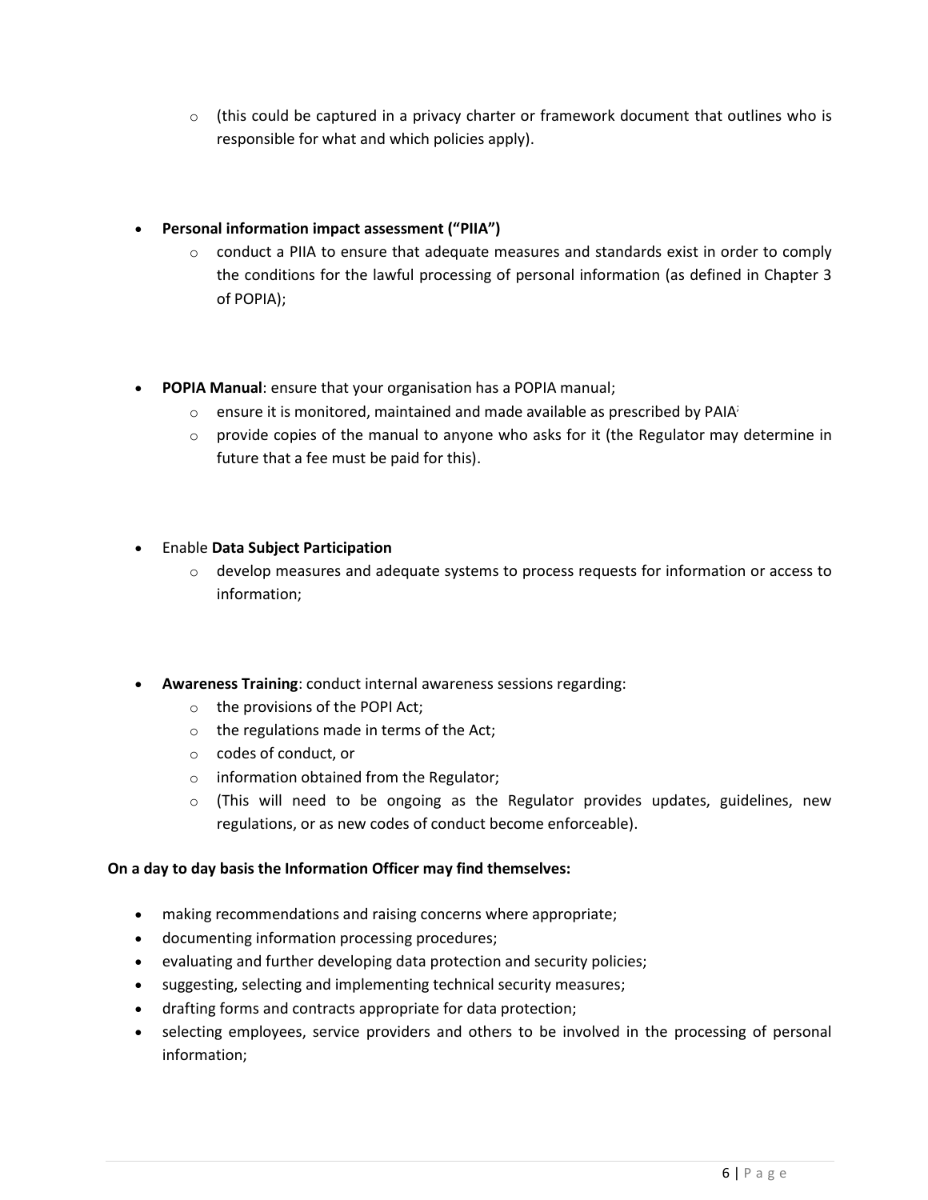- (this could be captured in a privacy charter or framework document that outlines who is responsible for what and which policies apply).

- **Personal information impact assessment ("PIIA")**
  - conduct a PIIA to ensure that adequate measures and standards exist in order to comply the conditions for the lawful processing of personal information (as defined in Chapter 3 of POPIA);

- **POPIA Manual**: ensure that your organisation has a POPIA manual;
  - ensure it is monitored, maintained and made available as prescribed by PAIA;
  - provide copies of the manual to anyone who asks for it (the Regulator may determine in future that a fee must be paid for this).

- Enable **Data Subject Participation**
  - develop measures and adequate systems to process requests for information or access to information;

- **Awareness Training**: conduct internal awareness sessions regarding:
  - the provisions of the POPI Act;
  - the regulations made in terms of the Act;
  - codes of conduct, or
  - information obtained from the Regulator;
  - (This will need to be ongoing as the Regulator provides updates, guidelines, new regulations, or as new codes of conduct become enforceable).

**On a day to day basis the Information Officer may find themselves:**

- making recommendations and raising concerns where appropriate;
- documenting information processing procedures;
- evaluating and further developing data protection and security policies;
- suggesting, selecting and implementing technical security measures;
- drafting forms and contracts appropriate for data protection;
- selecting employees, service providers and others to be involved in the processing of personal information;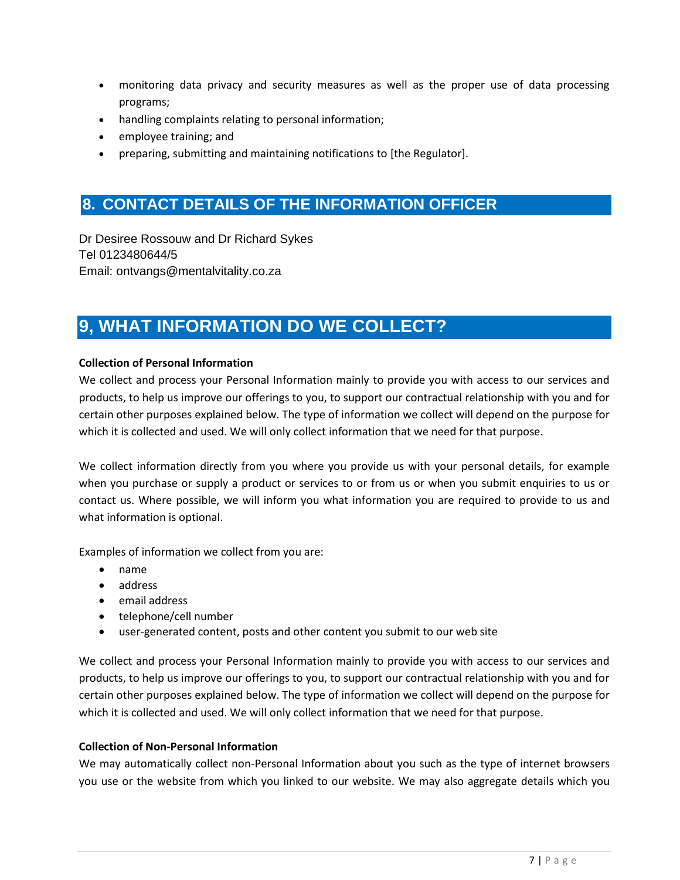- monitoring data privacy and security measures as well as the proper use of data processing programs;
- handling complaints relating to personal information;
- employee training; and
- preparing, submitting and maintaining notifications to [the Regulator].

## 8. CONTACT DETAILS OF THE INFORMATION OFFICER

Dr Desiree Rossouw and Dr Richard Sykes
Tel 0123480644/5
Email: ontvangs@mentalvitality.co.za

## 9, WHAT INFORMATION DO WE COLLECT?

**Collection of Personal Information**

We collect and process your Personal Information mainly to provide you with access to our services and products, to help us improve our offerings to you, to support our contractual relationship with you and for certain other purposes explained below. The type of information we collect will depend on the purpose for which it is collected and used. We will only collect information that we need for that purpose.

We collect information directly from you where you provide us with your personal details, for example when you purchase or supply a product or services to or from us or when you submit enquiries to us or contact us. Where possible, we will inform you what information you are required to provide to us and what information is optional.

Examples of information we collect from you are:

- name
- address
- email address
- telephone/cell number
- user-generated content, posts and other content you submit to our web site

We collect and process your Personal Information mainly to provide you with access to our services and products, to help us improve our offerings to you, to support our contractual relationship with you and for certain other purposes explained below. The type of information we collect will depend on the purpose for which it is collected and used. We will only collect information that we need for that purpose.

**Collection of Non-Personal Information**

We may automatically collect non-Personal Information about you such as the type of internet browsers you use or the website from which you linked to our website. We may also aggregate details which you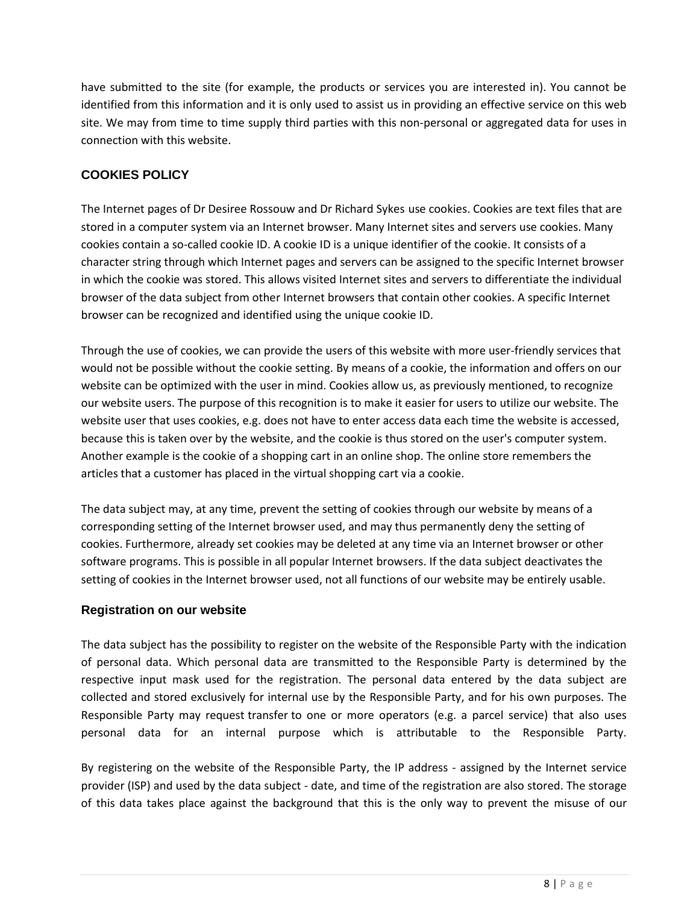have submitted to the site (for example, the products or services you are interested in). You cannot be identified from this information and it is only used to assist us in providing an effective service on this web site. We may from time to time supply third parties with this non-personal or aggregated data for uses in connection with this website.

## COOKIES POLICY

The Internet pages of Dr Desiree Rossouw and Dr Richard Sykes use cookies. Cookies are text files that are stored in a computer system via an Internet browser. Many Internet sites and servers use cookies. Many cookies contain a so-called cookie ID. A cookie ID is a unique identifier of the cookie. It consists of a character string through which Internet pages and servers can be assigned to the specific Internet browser in which the cookie was stored. This allows visited Internet sites and servers to differentiate the individual browser of the data subject from other Internet browsers that contain other cookies. A specific Internet browser can be recognized and identified using the unique cookie ID.

Through the use of cookies, we can provide the users of this website with more user-friendly services that would not be possible without the cookie setting. By means of a cookie, the information and offers on our website can be optimized with the user in mind. Cookies allow us, as previously mentioned, to recognize our website users. The purpose of this recognition is to make it easier for users to utilize our website. The website user that uses cookies, e.g. does not have to enter access data each time the website is accessed, because this is taken over by the website, and the cookie is thus stored on the user's computer system. Another example is the cookie of a shopping cart in an online shop. The online store remembers the articles that a customer has placed in the virtual shopping cart via a cookie.

The data subject may, at any time, prevent the setting of cookies through our website by means of a corresponding setting of the Internet browser used, and may thus permanently deny the setting of cookies. Furthermore, already set cookies may be deleted at any time via an Internet browser or other software programs. This is possible in all popular Internet browsers. If the data subject deactivates the setting of cookies in the Internet browser used, not all functions of our website may be entirely usable.

### Registration on our website

The data subject has the possibility to register on the website of the Responsible Party with the indication of personal data. Which personal data are transmitted to the Responsible Party is determined by the respective input mask used for the registration. The personal data entered by the data subject are collected and stored exclusively for internal use by the Responsible Party, and for his own purposes. The Responsible Party may request transfer to one or more operators (e.g. a parcel service) that also uses personal data for an internal purpose which is attributable to the Responsible Party.

By registering on the website of the Responsible Party, the IP address - assigned by the Internet service provider (ISP) and used by the data subject - date, and time of the registration are also stored. The storage of this data takes place against the background that this is the only way to prevent the misuse of our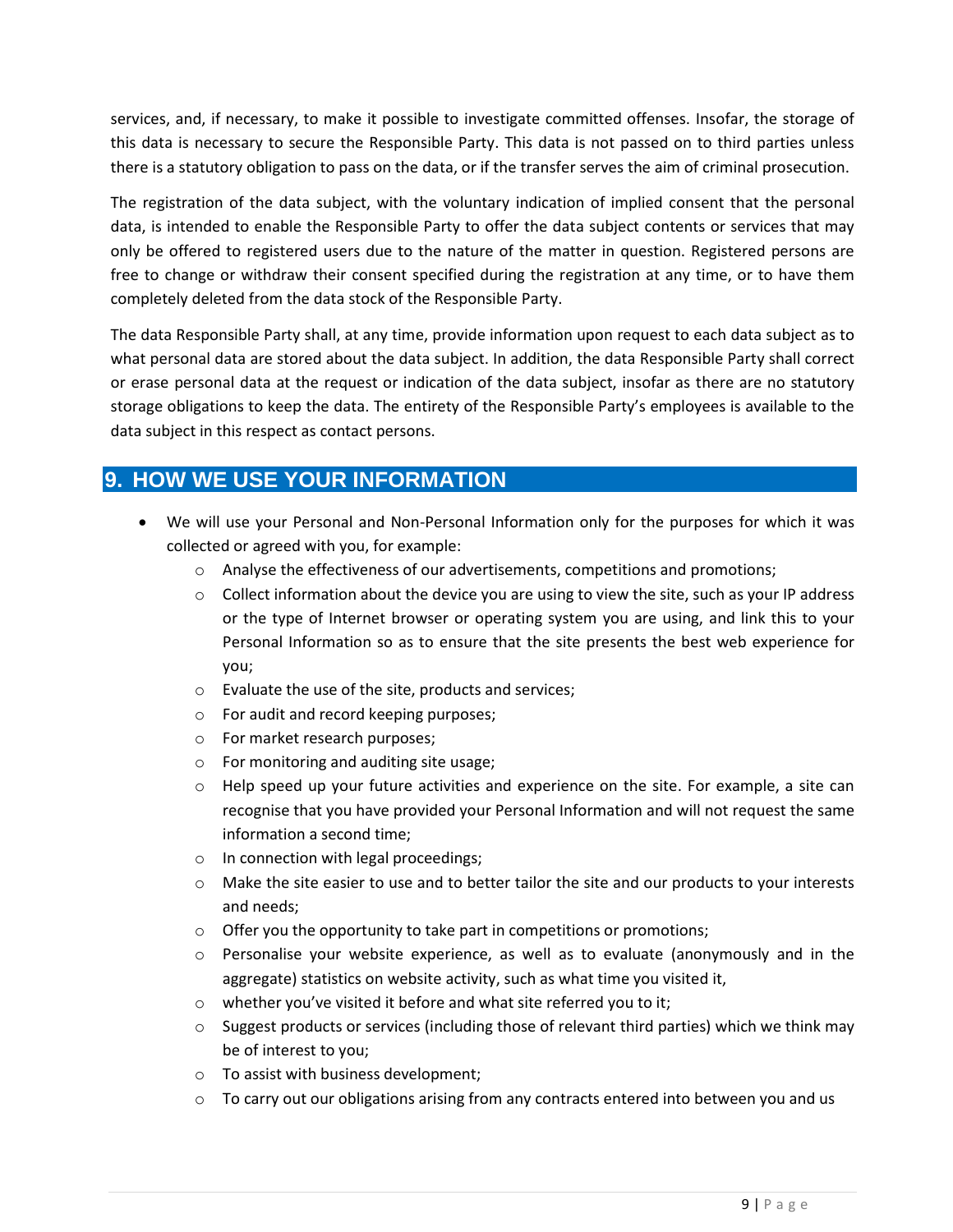services, and, if necessary, to make it possible to investigate committed offenses. Insofar, the storage of this data is necessary to secure the Responsible Party. This data is not passed on to third parties unless there is a statutory obligation to pass on the data, or if the transfer serves the aim of criminal prosecution.

The registration of the data subject, with the voluntary indication of implied consent that the personal data, is intended to enable the Responsible Party to offer the data subject contents or services that may only be offered to registered users due to the nature of the matter in question. Registered persons are free to change or withdraw their consent specified during the registration at any time, or to have them completely deleted from the data stock of the Responsible Party.

The data Responsible Party shall, at any time, provide information upon request to each data subject as to what personal data are stored about the data subject. In addition, the data Responsible Party shall correct or erase personal data at the request or indication of the data subject, insofar as there are no statutory storage obligations to keep the data. The entirety of the Responsible Party's employees is available to the data subject in this respect as contact persons.

## 9. HOW WE USE YOUR INFORMATION

- We will use your Personal and Non-Personal Information only for the purposes for which it was collected or agreed with you, for example:
  - Analyse the effectiveness of our advertisements, competitions and promotions;
  - Collect information about the device you are using to view the site, such as your IP address or the type of Internet browser or operating system you are using, and link this to your Personal Information so as to ensure that the site presents the best web experience for you;
  - Evaluate the use of the site, products and services;
  - For audit and record keeping purposes;
  - For market research purposes;
  - For monitoring and auditing site usage;
  - Help speed up your future activities and experience on the site. For example, a site can recognise that you have provided your Personal Information and will not request the same information a second time;
  - In connection with legal proceedings;
  - Make the site easier to use and to better tailor the site and our products to your interests and needs;
  - Offer you the opportunity to take part in competitions or promotions;
  - Personalise your website experience, as well as to evaluate (anonymously and in the aggregate) statistics on website activity, such as what time you visited it,
  - whether you've visited it before and what site referred you to it;
  - Suggest products or services (including those of relevant third parties) which we think may be of interest to you;
  - To assist with business development;
  - To carry out our obligations arising from any contracts entered into between you and us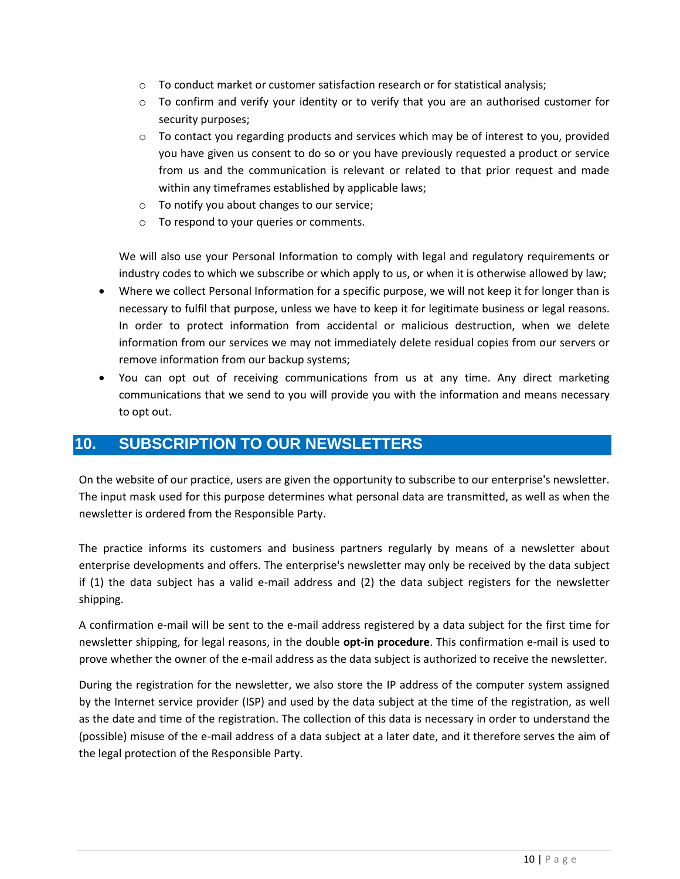- To conduct market or customer satisfaction research or for statistical analysis;
    - To confirm and verify your identity or to verify that you are an authorised customer for security purposes;
    - To contact you regarding products and services which may be of interest to you, provided you have given us consent to do so or you have previously requested a product or service from us and the communication is relevant or related to that prior request and made within any timeframes established by applicable laws;
    - To notify you about changes to our service;
    - To respond to your queries or comments.

  We will also use your Personal Information to comply with legal and regulatory requirements or industry codes to which we subscribe or which apply to us, or when it is otherwise allowed by law;

- Where we collect Personal Information for a specific purpose, we will not keep it for longer than is necessary to fulfil that purpose, unless we have to keep it for legitimate business or legal reasons. In order to protect information from accidental or malicious destruction, when we delete information from our services we may not immediately delete residual copies from our servers or remove information from our backup systems;
- You can opt out of receiving communications from us at any time. Any direct marketing communications that we send to you will provide you with the information and means necessary to opt out.

## 10. SUBSCRIPTION TO OUR NEWSLETTERS

On the website of our practice, users are given the opportunity to subscribe to our enterprise's newsletter. The input mask used for this purpose determines what personal data are transmitted, as well as when the newsletter is ordered from the Responsible Party.

The practice informs its customers and business partners regularly by means of a newsletter about enterprise developments and offers. The enterprise's newsletter may only be received by the data subject if (1) the data subject has a valid e-mail address and (2) the data subject registers for the newsletter shipping.

A confirmation e-mail will be sent to the e-mail address registered by a data subject for the first time for newsletter shipping, for legal reasons, in the double **opt-in procedure**. This confirmation e-mail is used to prove whether the owner of the e-mail address as the data subject is authorized to receive the newsletter.

During the registration for the newsletter, we also store the IP address of the computer system assigned by the Internet service provider (ISP) and used by the data subject at the time of the registration, as well as the date and time of the registration. The collection of this data is necessary in order to understand the (possible) misuse of the e-mail address of a data subject at a later date, and it therefore serves the aim of the legal protection of the Responsible Party.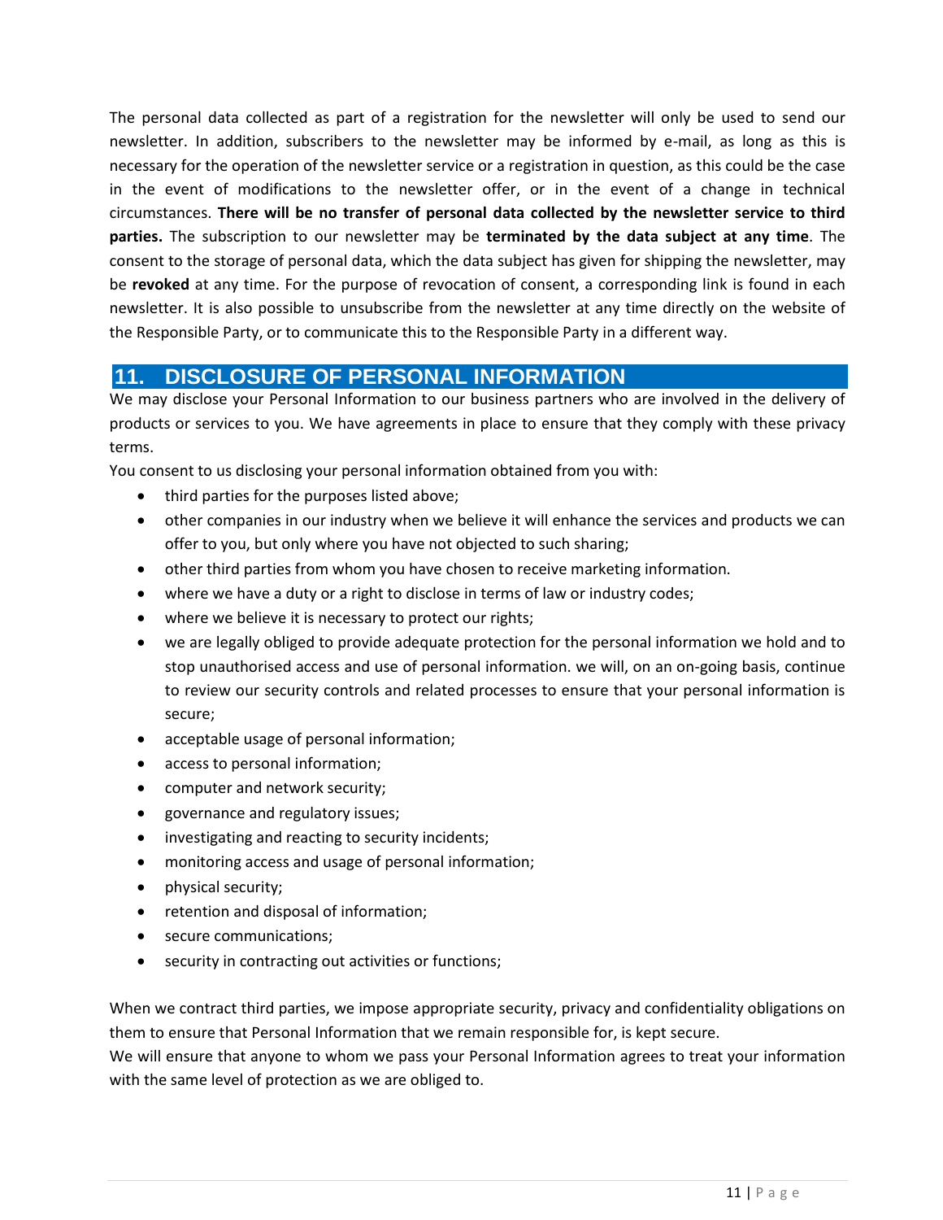The personal data collected as part of a registration for the newsletter will only be used to send our newsletter. In addition, subscribers to the newsletter may be informed by e-mail, as long as this is necessary for the operation of the newsletter service or a registration in question, as this could be the case in the event of modifications to the newsletter offer, or in the event of a change in technical circumstances. **There will be no transfer of personal data collected by the newsletter service to third parties.** The subscription to our newsletter may be **terminated by the data subject at any time**. The consent to the storage of personal data, which the data subject has given for shipping the newsletter, may be **revoked** at any time. For the purpose of revocation of consent, a corresponding link is found in each newsletter. It is also possible to unsubscribe from the newsletter at any time directly on the website of the Responsible Party, or to communicate this to the Responsible Party in a different way.

## 11. DISCLOSURE OF PERSONAL INFORMATION

We may disclose your Personal Information to our business partners who are involved in the delivery of products or services to you. We have agreements in place to ensure that they comply with these privacy terms.

You consent to us disclosing your personal information obtained from you with:

- third parties for the purposes listed above;
- other companies in our industry when we believe it will enhance the services and products we can offer to you, but only where you have not objected to such sharing;
- other third parties from whom you have chosen to receive marketing information.
- where we have a duty or a right to disclose in terms of law or industry codes;
- where we believe it is necessary to protect our rights;
- we are legally obliged to provide adequate protection for the personal information we hold and to stop unauthorised access and use of personal information. we will, on an on-going basis, continue to review our security controls and related processes to ensure that your personal information is secure;
- acceptable usage of personal information;
- access to personal information;
- computer and network security;
- governance and regulatory issues;
- investigating and reacting to security incidents;
- monitoring access and usage of personal information;
- physical security;
- retention and disposal of information;
- secure communications;
- security in contracting out activities or functions;

When we contract third parties, we impose appropriate security, privacy and confidentiality obligations on them to ensure that Personal Information that we remain responsible for, is kept secure.

We will ensure that anyone to whom we pass your Personal Information agrees to treat your information with the same level of protection as we are obliged to.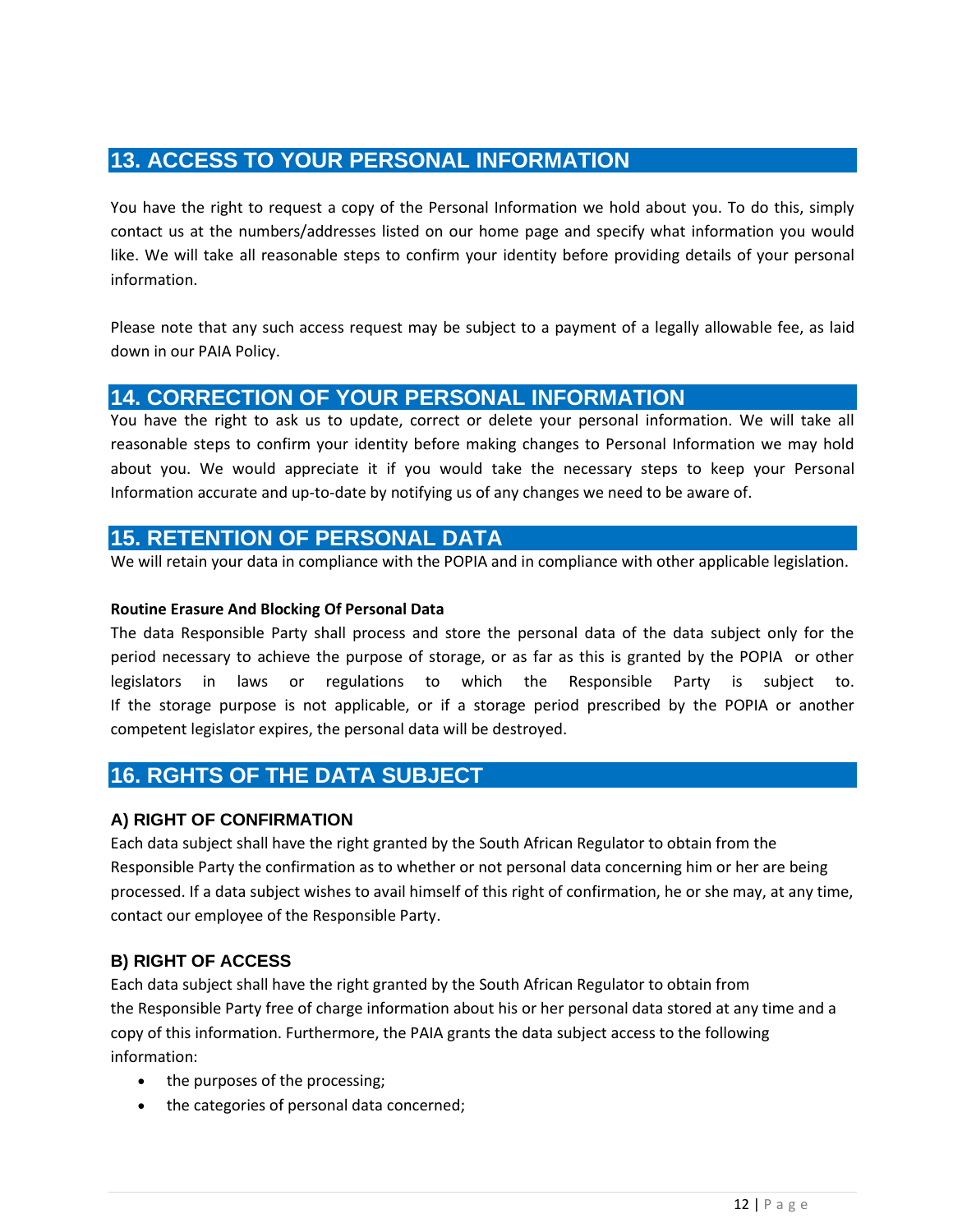## 13. ACCESS TO YOUR PERSONAL INFORMATION

You have the right to request a copy of the Personal Information we hold about you. To do this, simply contact us at the numbers/addresses listed on our home page and specify what information you would like. We will take all reasonable steps to confirm your identity before providing details of your personal information.

Please note that any such access request may be subject to a payment of a legally allowable fee, as laid down in our PAIA Policy.

## 14. CORRECTION OF YOUR PERSONAL INFORMATION

You have the right to ask us to update, correct or delete your personal information. We will take all reasonable steps to confirm your identity before making changes to Personal Information we may hold about you. We would appreciate it if you would take the necessary steps to keep your Personal Information accurate and up-to-date by notifying us of any changes we need to be aware of.

## 15. RETENTION OF PERSONAL DATA

We will retain your data in compliance with the POPIA and in compliance with other applicable legislation.

**Routine Erasure And Blocking Of Personal Data**

The data Responsible Party shall process and store the personal data of the data subject only for the period necessary to achieve the purpose of storage, or as far as this is granted by the POPIA or other legislators in laws or regulations to which the Responsible Party is subject to.
If the storage purpose is not applicable, or if a storage period prescribed by the POPIA or another competent legislator expires, the personal data will be destroyed.

## 16. RGHTS OF THE DATA SUBJECT

### A) RIGHT OF CONFIRMATION

Each data subject shall have the right granted by the South African Regulator to obtain from the Responsible Party the confirmation as to whether or not personal data concerning him or her are being processed. If a data subject wishes to avail himself of this right of confirmation, he or she may, at any time, contact our employee of the Responsible Party.

### B) RIGHT OF ACCESS

Each data subject shall have the right granted by the South African Regulator to obtain from the Responsible Party free of charge information about his or her personal data stored at any time and a copy of this information. Furthermore, the PAIA grants the data subject access to the following information:

- the purposes of the processing;
- the categories of personal data concerned;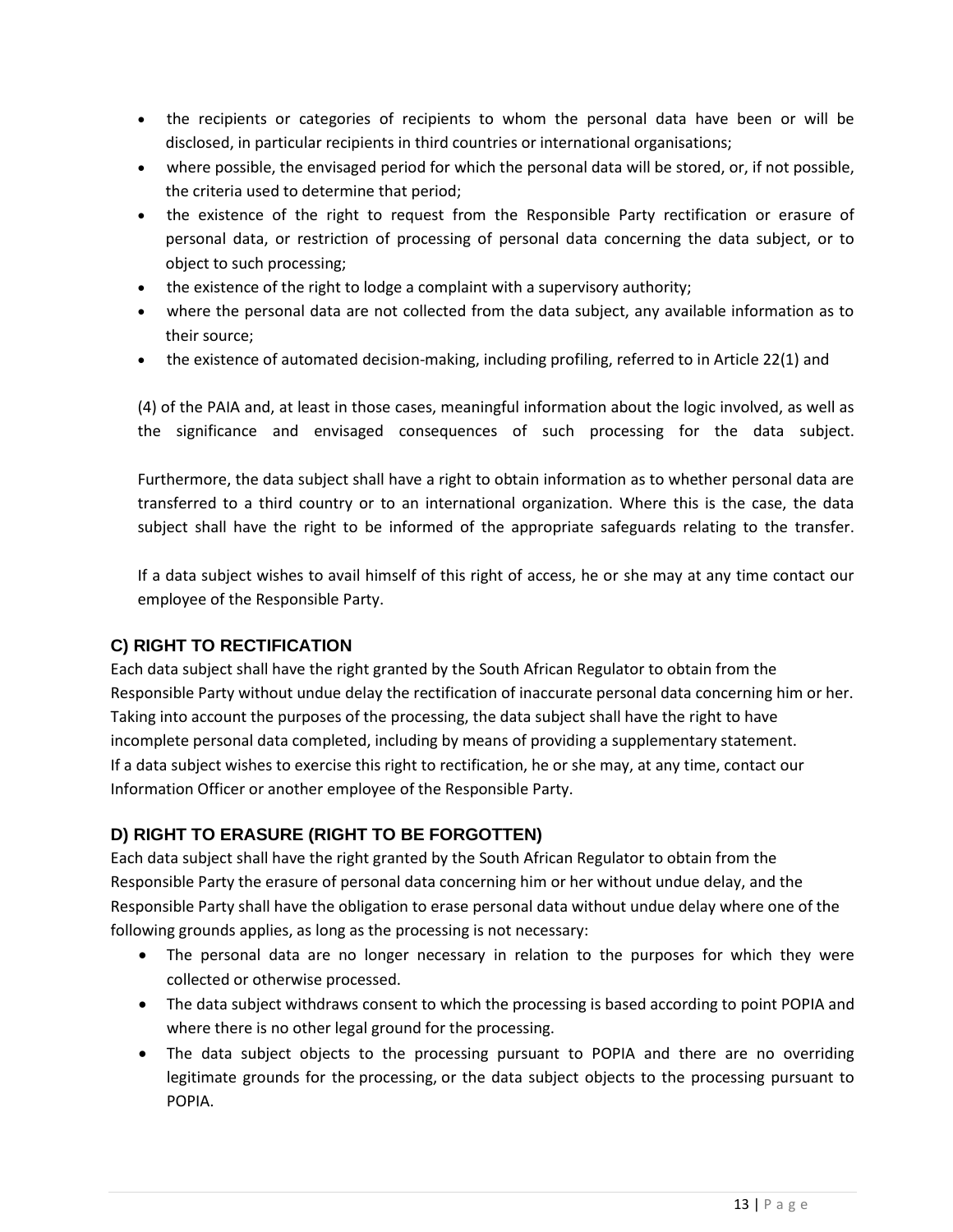- the recipients or categories of recipients to whom the personal data have been or will be disclosed, in particular recipients in third countries or international organisations;
- where possible, the envisaged period for which the personal data will be stored, or, if not possible, the criteria used to determine that period;
- the existence of the right to request from the Responsible Party rectification or erasure of personal data, or restriction of processing of personal data concerning the data subject, or to object to such processing;
- the existence of the right to lodge a complaint with a supervisory authority;
- where the personal data are not collected from the data subject, any available information as to their source;
- the existence of automated decision-making, including profiling, referred to in Article 22(1) and

(4) of the PAIA and, at least in those cases, meaningful information about the logic involved, as well as the significance and envisaged consequences of such processing for the data subject.

Furthermore, the data subject shall have a right to obtain information as to whether personal data are transferred to a third country or to an international organization. Where this is the case, the data subject shall have the right to be informed of the appropriate safeguards relating to the transfer.

If a data subject wishes to avail himself of this right of access, he or she may at any time contact our employee of the Responsible Party.

### C) RIGHT TO RECTIFICATION

Each data subject shall have the right granted by the South African Regulator to obtain from the Responsible Party without undue delay the rectification of inaccurate personal data concerning him or her. Taking into account the purposes of the processing, the data subject shall have the right to have incomplete personal data completed, including by means of providing a supplementary statement. If a data subject wishes to exercise this right to rectification, he or she may, at any time, contact our Information Officer or another employee of the Responsible Party.

### D) RIGHT TO ERASURE (RIGHT TO BE FORGOTTEN)

Each data subject shall have the right granted by the South African Regulator to obtain from the Responsible Party the erasure of personal data concerning him or her without undue delay, and the Responsible Party shall have the obligation to erase personal data without undue delay where one of the following grounds applies, as long as the processing is not necessary:

- The personal data are no longer necessary in relation to the purposes for which they were collected or otherwise processed.
- The data subject withdraws consent to which the processing is based according to point POPIA and where there is no other legal ground for the processing.
- The data subject objects to the processing pursuant to POPIA and there are no overriding legitimate grounds for the processing, or the data subject objects to the processing pursuant to POPIA.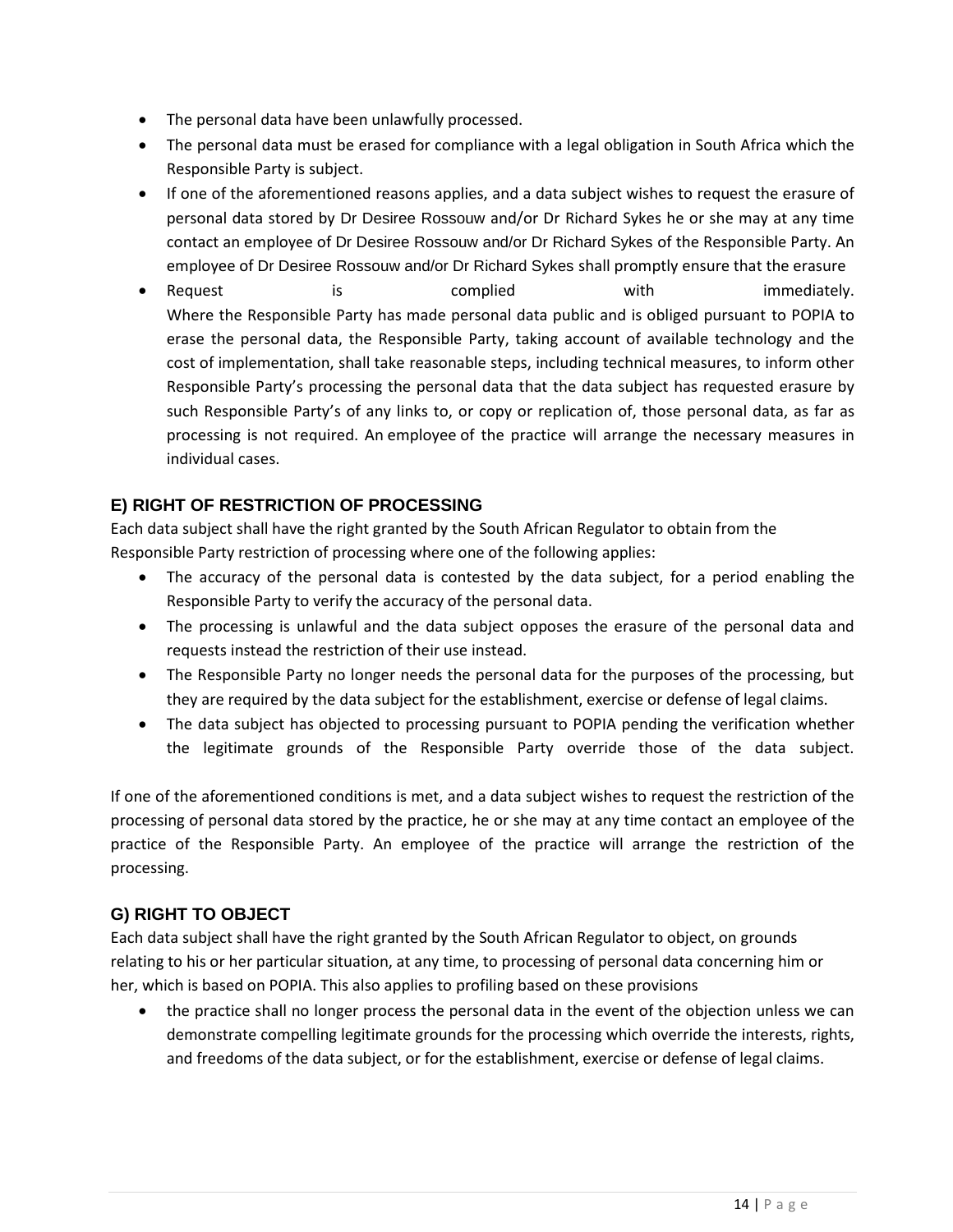- The personal data have been unlawfully processed.
- The personal data must be erased for compliance with a legal obligation in South Africa which the Responsible Party is subject.
- If one of the aforementioned reasons applies, and a data subject wishes to request the erasure of personal data stored by Dr Desiree Rossouw and/or Dr Richard Sykes he or she may at any time contact an employee of Dr Desiree Rossouw and/or Dr Richard Sykes of the Responsible Party. An employee of Dr Desiree Rossouw and/or Dr Richard Sykes shall promptly ensure that the erasure
- Request is complied with immediately.
  Where the Responsible Party has made personal data public and is obliged pursuant to POPIA to erase the personal data, the Responsible Party, taking account of available technology and the cost of implementation, shall take reasonable steps, including technical measures, to inform other Responsible Party's processing the personal data that the data subject has requested erasure by such Responsible Party's of any links to, or copy or replication of, those personal data, as far as processing is not required. An employee of the practice will arrange the necessary measures in individual cases.

### E) RIGHT OF RESTRICTION OF PROCESSING

Each data subject shall have the right granted by the South African Regulator to obtain from the Responsible Party restriction of processing where one of the following applies:

- The accuracy of the personal data is contested by the data subject, for a period enabling the Responsible Party to verify the accuracy of the personal data.
- The processing is unlawful and the data subject opposes the erasure of the personal data and requests instead the restriction of their use instead.
- The Responsible Party no longer needs the personal data for the purposes of the processing, but they are required by the data subject for the establishment, exercise or defense of legal claims.
- The data subject has objected to processing pursuant to POPIA pending the verification whether the legitimate grounds of the Responsible Party override those of the data subject.

If one of the aforementioned conditions is met, and a data subject wishes to request the restriction of the processing of personal data stored by the practice, he or she may at any time contact an employee of the practice of the Responsible Party. An employee of the practice will arrange the restriction of the processing.

### G) RIGHT TO OBJECT

Each data subject shall have the right granted by the South African Regulator to object, on grounds relating to his or her particular situation, at any time, to processing of personal data concerning him or her, which is based on POPIA. This also applies to profiling based on these provisions

- the practice shall no longer process the personal data in the event of the objection unless we can demonstrate compelling legitimate grounds for the processing which override the interests, rights, and freedoms of the data subject, or for the establishment, exercise or defense of legal claims.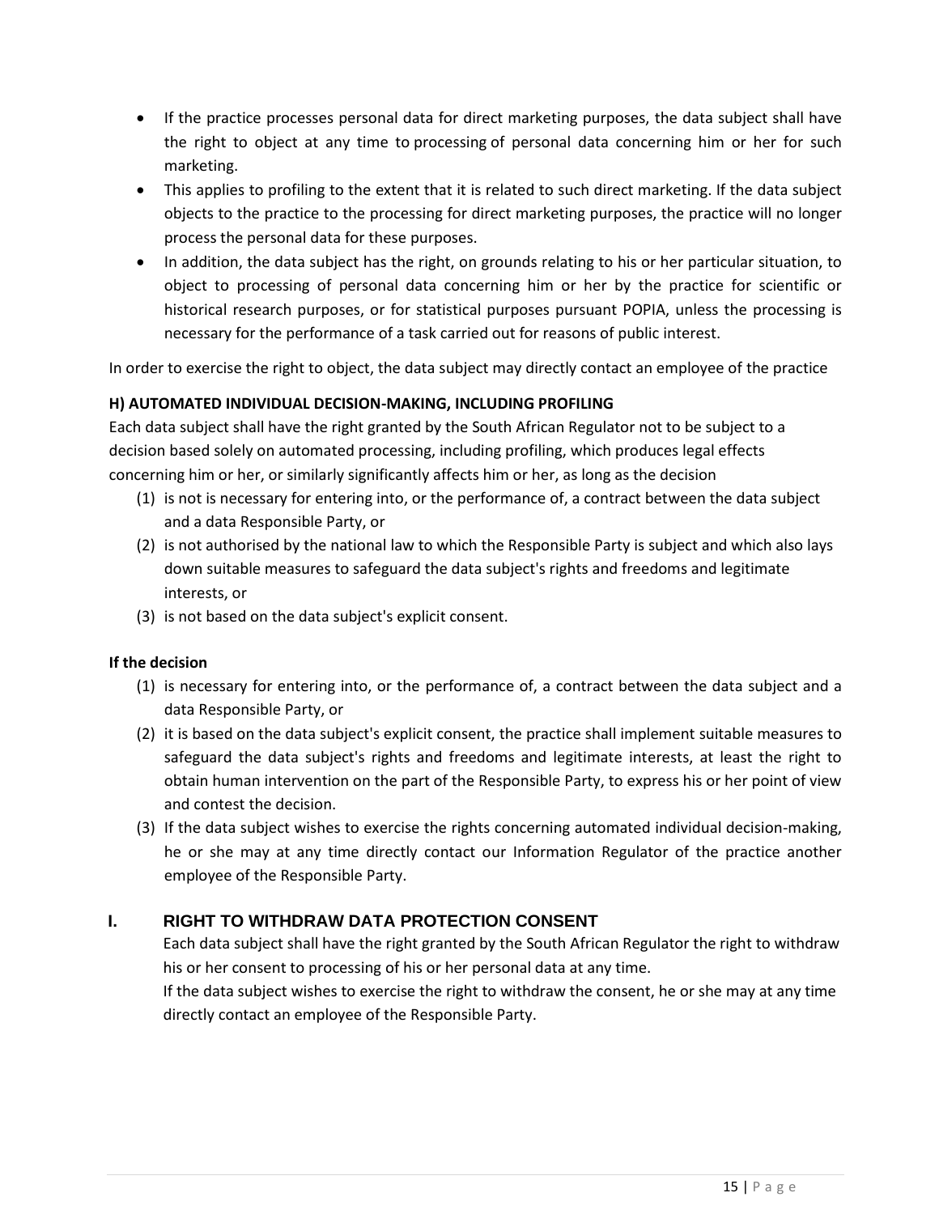- If the practice processes personal data for direct marketing purposes, the data subject shall have the right to object at any time to processing of personal data concerning him or her for such marketing.
- This applies to profiling to the extent that it is related to such direct marketing. If the data subject objects to the practice to the processing for direct marketing purposes, the practice will no longer process the personal data for these purposes.
- In addition, the data subject has the right, on grounds relating to his or her particular situation, to object to processing of personal data concerning him or her by the practice for scientific or historical research purposes, or for statistical purposes pursuant POPIA, unless the processing is necessary for the performance of a task carried out for reasons of public interest.

In order to exercise the right to object, the data subject may directly contact an employee of the practice

**H) AUTOMATED INDIVIDUAL DECISION-MAKING, INCLUDING PROFILING**

Each data subject shall have the right granted by the South African Regulator not to be subject to a decision based solely on automated processing, including profiling, which produces legal effects concerning him or her, or similarly significantly affects him or her, as long as the decision

1. is not is necessary for entering into, or the performance of, a contract between the data subject and a data Responsible Party, or
2. is not authorised by the national law to which the Responsible Party is subject and which also lays down suitable measures to safeguard the data subject's rights and freedoms and legitimate interests, or
3. is not based on the data subject's explicit consent.

**If the decision**

1. is necessary for entering into, or the performance of, a contract between the data subject and a data Responsible Party, or
2. it is based on the data subject's explicit consent, the practice shall implement suitable measures to safeguard the data subject's rights and freedoms and legitimate interests, at least the right to obtain human intervention on the part of the Responsible Party, to express his or her point of view and contest the decision.
3. If the data subject wishes to exercise the rights concerning automated individual decision-making, he or she may at any time directly contact our Information Regulator of the practice another employee of the Responsible Party.

## I. RIGHT TO WITHDRAW DATA PROTECTION CONSENT

Each data subject shall have the right granted by the South African Regulator the right to withdraw his or her consent to processing of his or her personal data at any time.

If the data subject wishes to exercise the right to withdraw the consent, he or she may at any time directly contact an employee of the Responsible Party.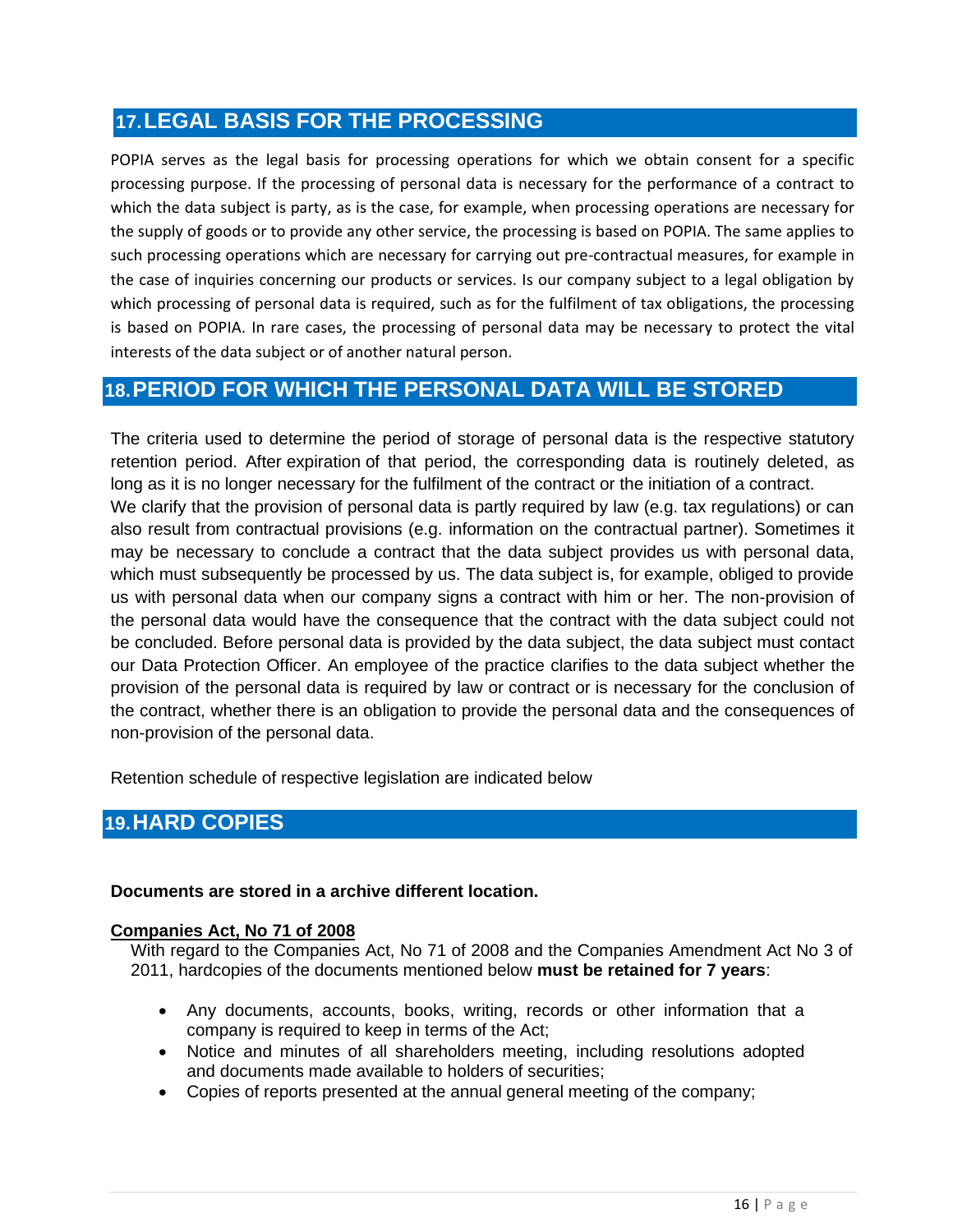## 17. LEGAL BASIS FOR THE PROCESSING

POPIA serves as the legal basis for processing operations for which we obtain consent for a specific processing purpose. If the processing of personal data is necessary for the performance of a contract to which the data subject is party, as is the case, for example, when processing operations are necessary for the supply of goods or to provide any other service, the processing is based on POPIA. The same applies to such processing operations which are necessary for carrying out pre-contractual measures, for example in the case of inquiries concerning our products or services. Is our company subject to a legal obligation by which processing of personal data is required, such as for the fulfilment of tax obligations, the processing is based on POPIA. In rare cases, the processing of personal data may be necessary to protect the vital interests of the data subject or of another natural person.

## 18. PERIOD FOR WHICH THE PERSONAL DATA WILL BE STORED

The criteria used to determine the period of storage of personal data is the respective statutory retention period. After expiration of that period, the corresponding data is routinely deleted, as long as it is no longer necessary for the fulfilment of the contract or the initiation of a contract.
We clarify that the provision of personal data is partly required by law (e.g. tax regulations) or can also result from contractual provisions (e.g. information on the contractual partner). Sometimes it may be necessary to conclude a contract that the data subject provides us with personal data, which must subsequently be processed by us. The data subject is, for example, obliged to provide us with personal data when our company signs a contract with him or her. The non-provision of the personal data would have the consequence that the contract with the data subject could not be concluded. Before personal data is provided by the data subject, the data subject must contact our Data Protection Officer. An employee of the practice clarifies to the data subject whether the provision of the personal data is required by law or contract or is necessary for the conclusion of the contract, whether there is an obligation to provide the personal data and the consequences of non-provision of the personal data.

Retention schedule of respective legislation are indicated below

## 19. HARD COPIES

**Documents are stored in a archive different location.**

**<u>Companies Act, No 71 of 2008</u>**

With regard to the Companies Act, No 71 of 2008 and the Companies Amendment Act No 3 of 2011, hardcopies of the documents mentioned below **must be retained for 7 years**:

- Any documents, accounts, books, writing, records or other information that a company is required to keep in terms of the Act;
- Notice and minutes of all shareholders meeting, including resolutions adopted and documents made available to holders of securities;
- Copies of reports presented at the annual general meeting of the company;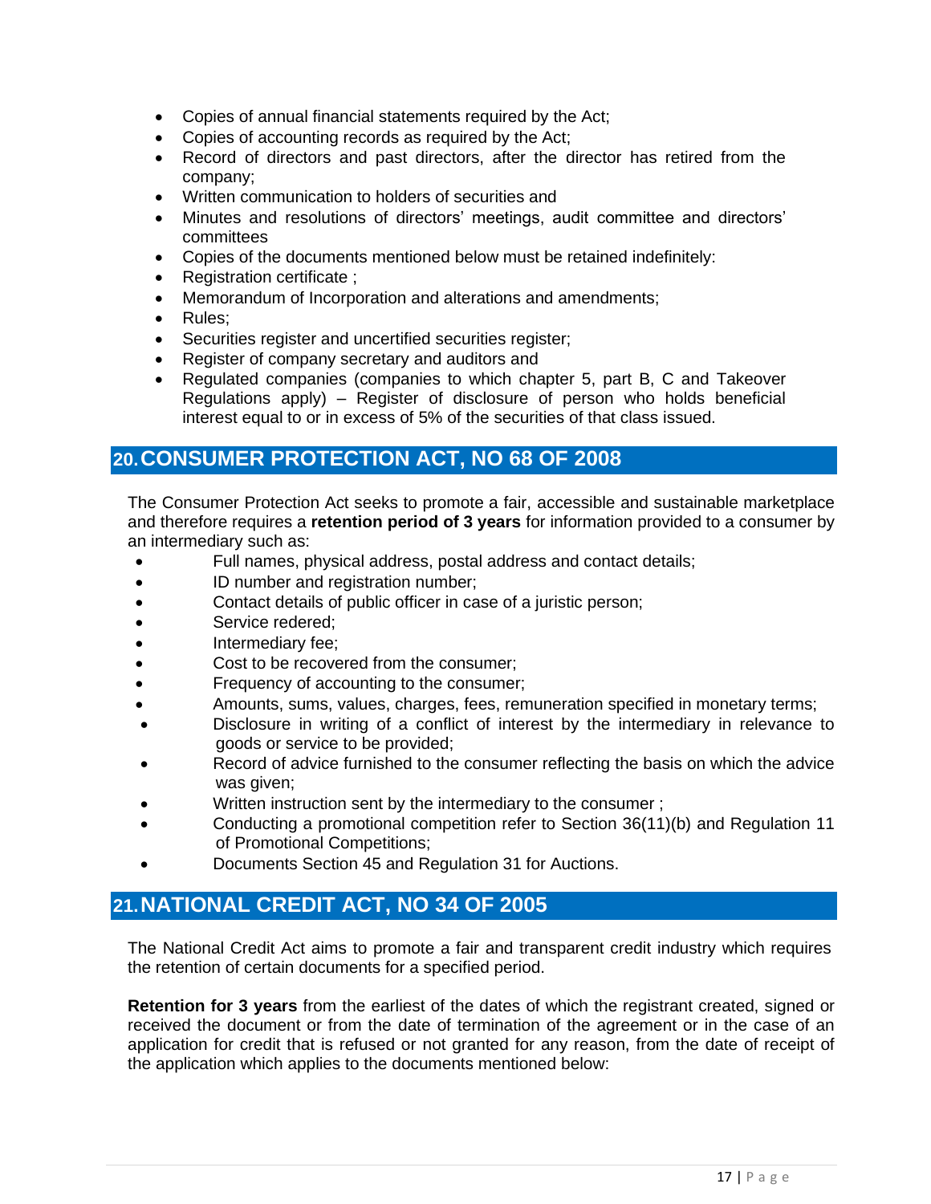- Copies of annual financial statements required by the Act;
- Copies of accounting records as required by the Act;
- Record of directors and past directors, after the director has retired from the company;
- Written communication to holders of securities and
- Minutes and resolutions of directors' meetings, audit committee and directors' committees
- Copies of the documents mentioned below must be retained indefinitely:
- Registration certificate ;
- Memorandum of Incorporation and alterations and amendments;
- Rules;
- Securities register and uncertified securities register;
- Register of company secretary and auditors and
- Regulated companies (companies to which chapter 5, part B, C and Takeover Regulations apply) – Register of disclosure of person who holds beneficial interest equal to or in excess of 5% of the securities of that class issued.

## 20. CONSUMER PROTECTION ACT, NO 68 OF 2008

The Consumer Protection Act seeks to promote a fair, accessible and sustainable marketplace and therefore requires a **retention period of 3 years** for information provided to a consumer by an intermediary such as:

- Full names, physical address, postal address and contact details;
- ID number and registration number;
- Contact details of public officer in case of a juristic person;
- Service redered;
- Intermediary fee;
- Cost to be recovered from the consumer;
- Frequency of accounting to the consumer;
- Amounts, sums, values, charges, fees, remuneration specified in monetary terms;
- Disclosure in writing of a conflict of interest by the intermediary in relevance to goods or service to be provided;
- Record of advice furnished to the consumer reflecting the basis on which the advice was given;
- Written instruction sent by the intermediary to the consumer ;
- Conducting a promotional competition refer to Section 36(11)(b) and Regulation 11 of Promotional Competitions;
- Documents Section 45 and Regulation 31 for Auctions.

## 21. NATIONAL CREDIT ACT, NO 34 OF 2005

The National Credit Act aims to promote a fair and transparent credit industry which requires the retention of certain documents for a specified period.

**Retention for 3 years** from the earliest of the dates of which the registrant created, signed or received the document or from the date of termination of the agreement or in the case of an application for credit that is refused or not granted for any reason, from the date of receipt of the application which applies to the documents mentioned below: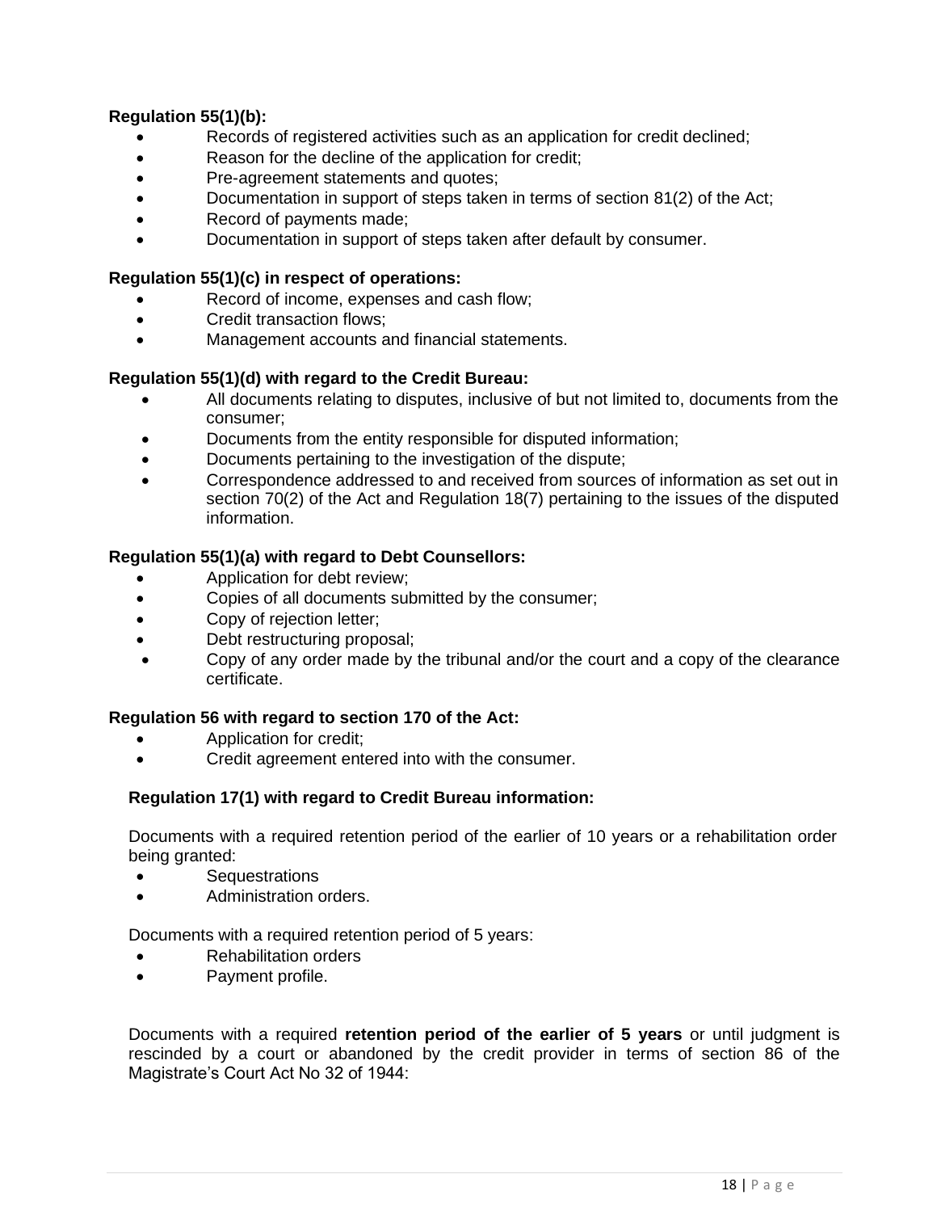**Regulation 55(1)(b):**

- Records of registered activities such as an application for credit declined;
- Reason for the decline of the application for credit;
- Pre-agreement statements and quotes;
- Documentation in support of steps taken in terms of section 81(2) of the Act;
- Record of payments made;
- Documentation in support of steps taken after default by consumer.

**Regulation 55(1)(c) in respect of operations:**

- Record of income, expenses and cash flow;
- Credit transaction flows;
- Management accounts and financial statements.

**Regulation 55(1)(d) with regard to the Credit Bureau:**

- All documents relating to disputes, inclusive of but not limited to, documents from the consumer;
- Documents from the entity responsible for disputed information;
- Documents pertaining to the investigation of the dispute;
- Correspondence addressed to and received from sources of information as set out in section 70(2) of the Act and Regulation 18(7) pertaining to the issues of the disputed information.

**Regulation 55(1)(a) with regard to Debt Counsellors:**

- Application for debt review;
- Copies of all documents submitted by the consumer;
- Copy of rejection letter;
- Debt restructuring proposal;
- Copy of any order made by the tribunal and/or the court and a copy of the clearance certificate.

**Regulation 56 with regard to section 170 of the Act:**

- Application for credit;
- Credit agreement entered into with the consumer.

**Regulation 17(1) with regard to Credit Bureau information:**

Documents with a required retention period of the earlier of 10 years or a rehabilitation order being granted:

- Sequestrations
- Administration orders.

Documents with a required retention period of 5 years:

- Rehabilitation orders
- Payment profile.

Documents with a required **retention period of the earlier of 5 years** or until judgment is rescinded by a court or abandoned by the credit provider in terms of section 86 of the Magistrate's Court Act No 32 of 1944: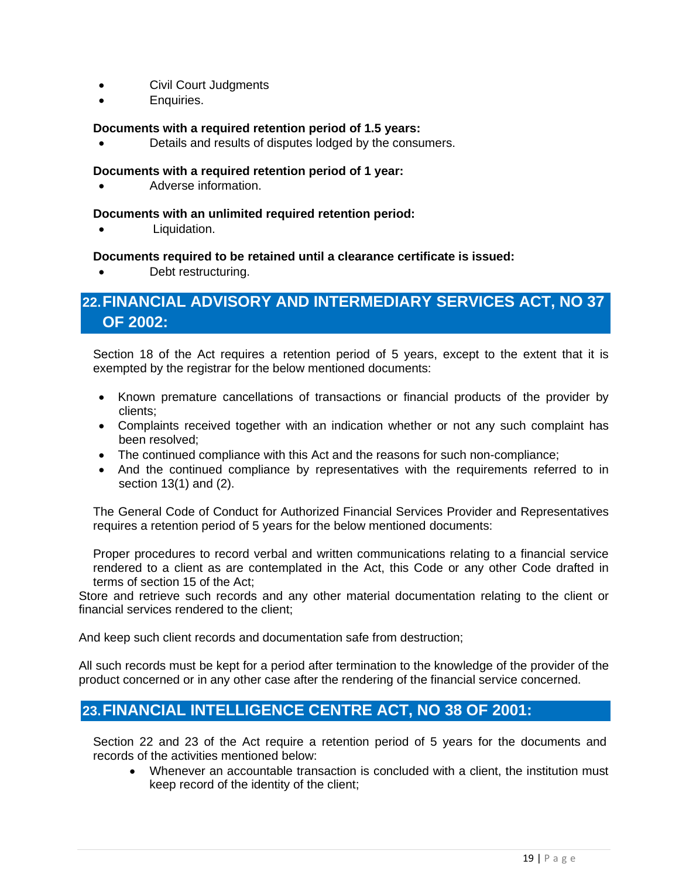- Civil Court Judgments
- Enquiries.

**Documents with a required retention period of 1.5 years:**

- Details and results of disputes lodged by the consumers.

**Documents with a required retention period of 1 year:**

- Adverse information.

**Documents with an unlimited required retention period:**

- Liquidation.

**Documents required to be retained until a clearance certificate is issued:**

- Debt restructuring.

## 22. FINANCIAL ADVISORY AND INTERMEDIARY SERVICES ACT, NO 37 OF 2002:

Section 18 of the Act requires a retention period of 5 years, except to the extent that it is exempted by the registrar for the below mentioned documents:

- Known premature cancellations of transactions or financial products of the provider by clients;
- Complaints received together with an indication whether or not any such complaint has been resolved;
- The continued compliance with this Act and the reasons for such non-compliance;
- And the continued compliance by representatives with the requirements referred to in section 13(1) and (2).

The General Code of Conduct for Authorized Financial Services Provider and Representatives requires a retention period of 5 years for the below mentioned documents:

Proper procedures to record verbal and written communications relating to a financial service rendered to a client as are contemplated in the Act, this Code or any other Code drafted in terms of section 15 of the Act;

Store and retrieve such records and any other material documentation relating to the client or financial services rendered to the client;

And keep such client records and documentation safe from destruction;

All such records must be kept for a period after termination to the knowledge of the provider of the product concerned or in any other case after the rendering of the financial service concerned.

## 23. FINANCIAL INTELLIGENCE CENTRE ACT, NO 38 OF 2001:

Section 22 and 23 of the Act require a retention period of 5 years for the documents and records of the activities mentioned below:

- Whenever an accountable transaction is concluded with a client, the institution must keep record of the identity of the client;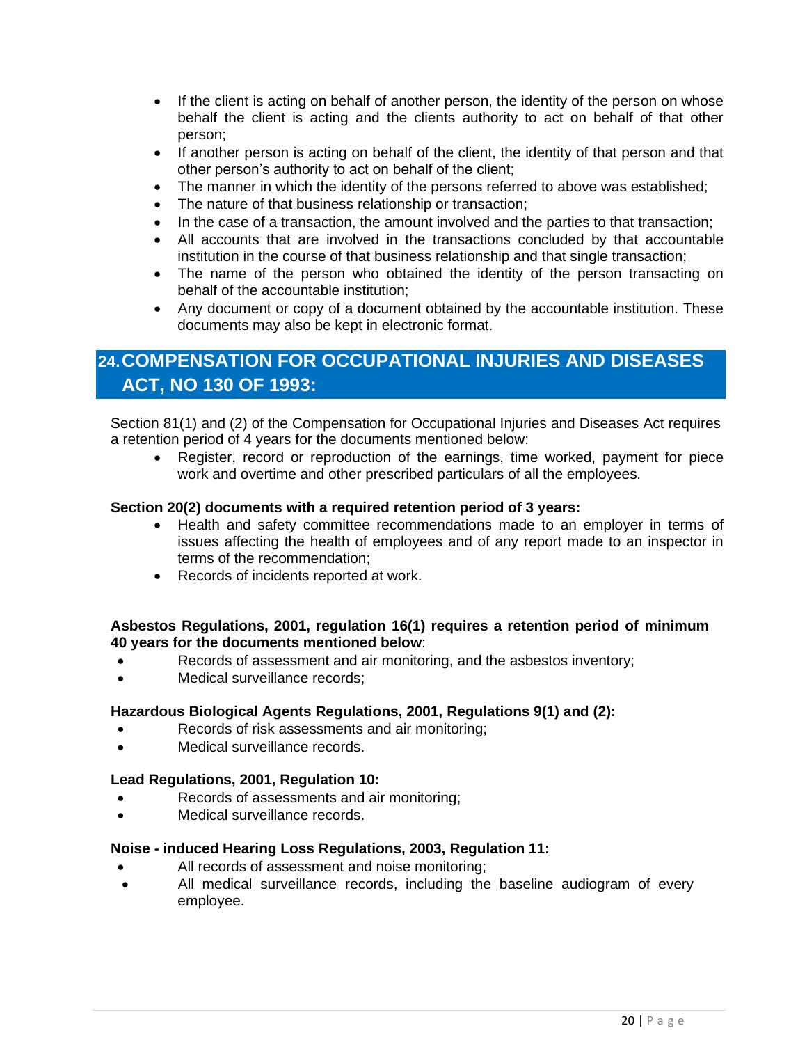- If the client is acting on behalf of another person, the identity of the person on whose behalf the client is acting and the clients authority to act on behalf of that other person;
- If another person is acting on behalf of the client, the identity of that person and that other person's authority to act on behalf of the client;
- The manner in which the identity of the persons referred to above was established;
- The nature of that business relationship or transaction;
- In the case of a transaction, the amount involved and the parties to that transaction;
- All accounts that are involved in the transactions concluded by that accountable institution in the course of that business relationship and that single transaction;
- The name of the person who obtained the identity of the person transacting on behalf of the accountable institution;
- Any document or copy of a document obtained by the accountable institution. These documents may also be kept in electronic format.

## 24. COMPENSATION FOR OCCUPATIONAL INJURIES AND DISEASES ACT, NO 130 OF 1993:

Section 81(1) and (2) of the Compensation for Occupational Injuries and Diseases Act requires a retention period of 4 years for the documents mentioned below:

- Register, record or reproduction of the earnings, time worked, payment for piece work and overtime and other prescribed particulars of all the employees.

**Section 20(2) documents with a required retention period of 3 years:**

- Health and safety committee recommendations made to an employer in terms of issues affecting the health of employees and of any report made to an inspector in terms of the recommendation;
- Records of incidents reported at work.

**Asbestos Regulations, 2001, regulation 16(1) requires a retention period of minimum 40 years for the documents mentioned below**:

- Records of assessment and air monitoring, and the asbestos inventory;
- Medical surveillance records;

**Hazardous Biological Agents Regulations, 2001, Regulations 9(1) and (2):**

- Records of risk assessments and air monitoring;
- Medical surveillance records.

**Lead Regulations, 2001, Regulation 10:**

- Records of assessments and air monitoring;
- Medical surveillance records.

**Noise - induced Hearing Loss Regulations, 2003, Regulation 11:**

- All records of assessment and noise monitoring;
- All medical surveillance records, including the baseline audiogram of every employee.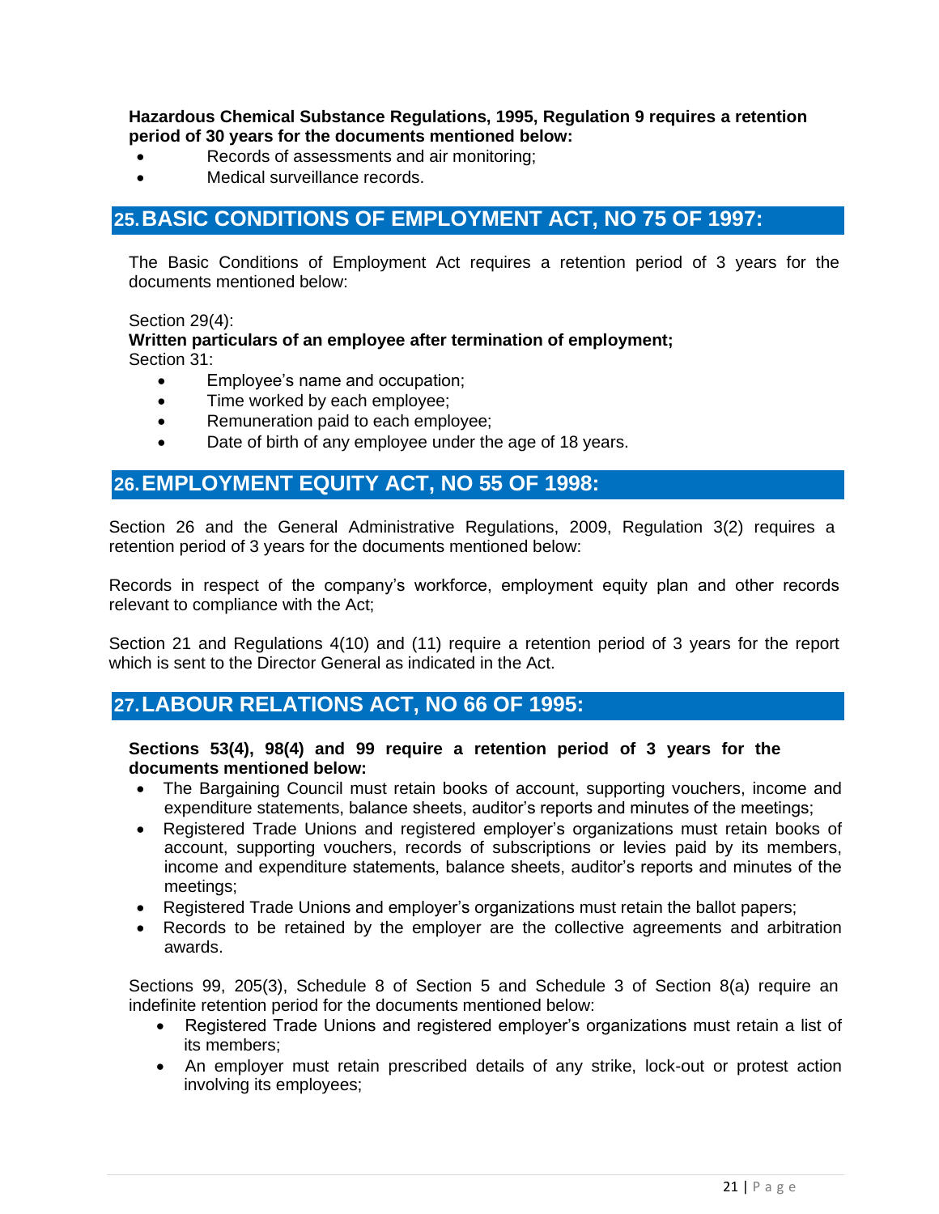**Hazardous Chemical Substance Regulations, 1995, Regulation 9 requires a retention period of 30 years for the documents mentioned below:**

- Records of assessments and air monitoring;
- Medical surveillance records.

## 25. BASIC CONDITIONS OF EMPLOYMENT ACT, NO 75 OF 1997:

The Basic Conditions of Employment Act requires a retention period of 3 years for the documents mentioned below:

Section 29(4):
**Written particulars of an employee after termination of employment;**
Section 31:

- Employee's name and occupation;
- Time worked by each employee;
- Remuneration paid to each employee;
- Date of birth of any employee under the age of 18 years.

## 26. EMPLOYMENT EQUITY ACT, NO 55 OF 1998:

Section 26 and the General Administrative Regulations, 2009, Regulation 3(2) requires a retention period of 3 years for the documents mentioned below:

Records in respect of the company's workforce, employment equity plan and other records relevant to compliance with the Act;

Section 21 and Regulations 4(10) and (11) require a retention period of 3 years for the report which is sent to the Director General as indicated in the Act.

## 27. LABOUR RELATIONS ACT, NO 66 OF 1995:

**Sections 53(4), 98(4) and 99 require a retention period of 3 years for the documents mentioned below:**

- The Bargaining Council must retain books of account, supporting vouchers, income and expenditure statements, balance sheets, auditor's reports and minutes of the meetings;
- Registered Trade Unions and registered employer's organizations must retain books of account, supporting vouchers, records of subscriptions or levies paid by its members, income and expenditure statements, balance sheets, auditor's reports and minutes of the meetings;
- Registered Trade Unions and employer's organizations must retain the ballot papers;
- Records to be retained by the employer are the collective agreements and arbitration awards.

Sections 99, 205(3), Schedule 8 of Section 5 and Schedule 3 of Section 8(a) require an indefinite retention period for the documents mentioned below:

- Registered Trade Unions and registered employer's organizations must retain a list of its members;
- An employer must retain prescribed details of any strike, lock-out or protest action involving its employees;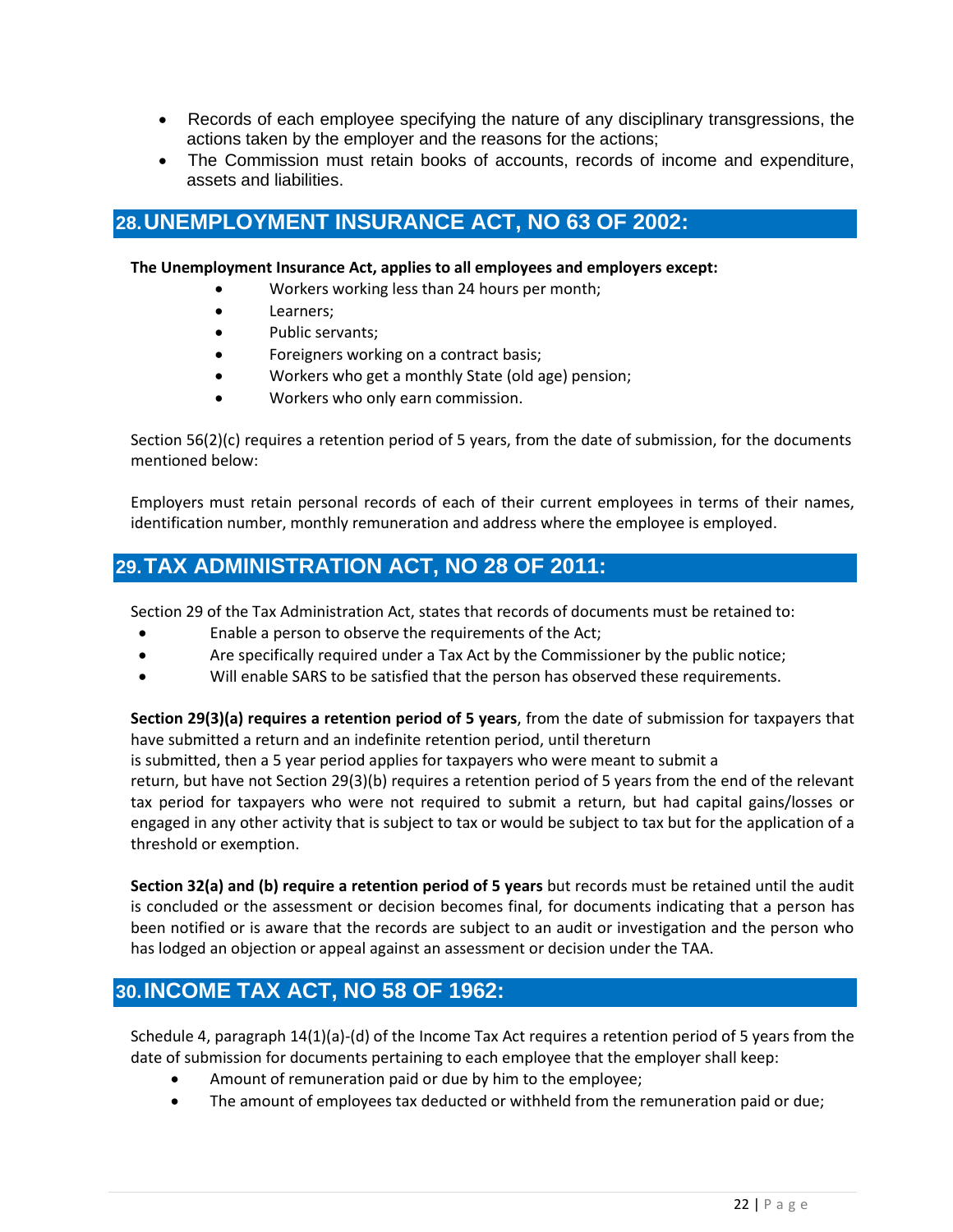- Records of each employee specifying the nature of any disciplinary transgressions, the actions taken by the employer and the reasons for the actions;
- The Commission must retain books of accounts, records of income and expenditure, assets and liabilities.

## 28. UNEMPLOYMENT INSURANCE ACT, NO 63 OF 2002:

**The Unemployment Insurance Act, applies to all employees and employers except:**

- Workers working less than 24 hours per month;
- Learners;
- Public servants;
- Foreigners working on a contract basis;
- Workers who get a monthly State (old age) pension;
- Workers who only earn commission.

Section 56(2)(c) requires a retention period of 5 years, from the date of submission, for the documents mentioned below:

Employers must retain personal records of each of their current employees in terms of their names, identification number, monthly remuneration and address where the employee is employed.

## 29. TAX ADMINISTRATION ACT, NO 28 OF 2011:

Section 29 of the Tax Administration Act, states that records of documents must be retained to:

- Enable a person to observe the requirements of the Act;
- Are specifically required under a Tax Act by the Commissioner by the public notice;
- Will enable SARS to be satisfied that the person has observed these requirements.

**Section 29(3)(a) requires a retention period of 5 years**, from the date of submission for taxpayers that have submitted a return and an indefinite retention period, until thereturn
is submitted, then a 5 year period applies for taxpayers who were meant to submit a
return, but have not Section 29(3)(b) requires a retention period of 5 years from the end of the relevant tax period for taxpayers who were not required to submit a return, but had capital gains/losses or engaged in any other activity that is subject to tax or would be subject to tax but for the application of a threshold or exemption.

**Section 32(a) and (b) require a retention period of 5 years** but records must be retained until the audit is concluded or the assessment or decision becomes final, for documents indicating that a person has been notified or is aware that the records are subject to an audit or investigation and the person who has lodged an objection or appeal against an assessment or decision under the TAA.

## 30. INCOME TAX ACT, NO 58 OF 1962:

Schedule 4, paragraph 14(1)(a)-(d) of the Income Tax Act requires a retention period of 5 years from the date of submission for documents pertaining to each employee that the employer shall keep:

- Amount of remuneration paid or due by him to the employee;
- The amount of employees tax deducted or withheld from the remuneration paid or due;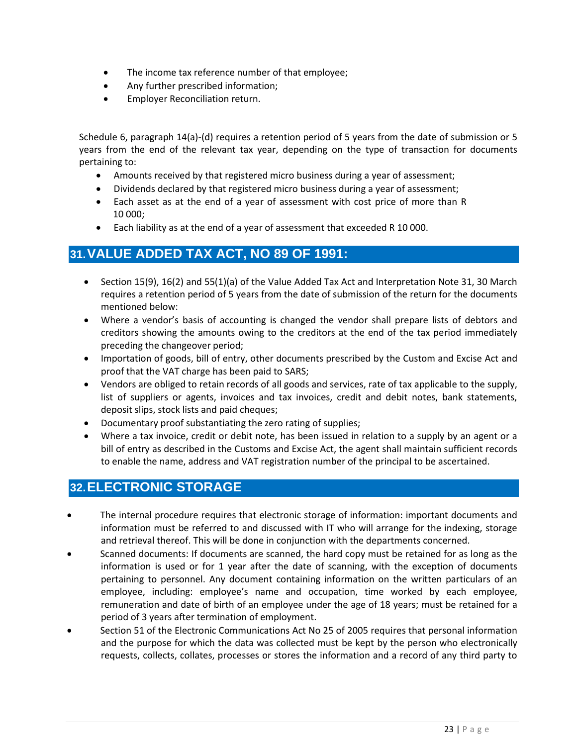- The income tax reference number of that employee;
- Any further prescribed information;
- Employer Reconciliation return.

Schedule 6, paragraph 14(a)-(d) requires a retention period of 5 years from the date of submission or 5 years from the end of the relevant tax year, depending on the type of transaction for documents pertaining to:

- Amounts received by that registered micro business during a year of assessment;
- Dividends declared by that registered micro business during a year of assessment;
- Each asset as at the end of a year of assessment with cost price of more than R 10 000;
- Each liability as at the end of a year of assessment that exceeded R 10 000.

## 31. VALUE ADDED TAX ACT, NO 89 OF 1991:

- Section 15(9), 16(2) and 55(1)(a) of the Value Added Tax Act and Interpretation Note 31, 30 March requires a retention period of 5 years from the date of submission of the return for the documents mentioned below:
- Where a vendor's basis of accounting is changed the vendor shall prepare lists of debtors and creditors showing the amounts owing to the creditors at the end of the tax period immediately preceding the changeover period;
- Importation of goods, bill of entry, other documents prescribed by the Custom and Excise Act and proof that the VAT charge has been paid to SARS;
- Vendors are obliged to retain records of all goods and services, rate of tax applicable to the supply, list of suppliers or agents, invoices and tax invoices, credit and debit notes, bank statements, deposit slips, stock lists and paid cheques;
- Documentary proof substantiating the zero rating of supplies;
- Where a tax invoice, credit or debit note, has been issued in relation to a supply by an agent or a bill of entry as described in the Customs and Excise Act, the agent shall maintain sufficient records to enable the name, address and VAT registration number of the principal to be ascertained.

## 32. ELECTRONIC STORAGE

- The internal procedure requires that electronic storage of information: important documents and information must be referred to and discussed with IT who will arrange for the indexing, storage and retrieval thereof. This will be done in conjunction with the departments concerned.
- Scanned documents: If documents are scanned, the hard copy must be retained for as long as the information is used or for 1 year after the date of scanning, with the exception of documents pertaining to personnel. Any document containing information on the written particulars of an employee, including: employee's name and occupation, time worked by each employee, remuneration and date of birth of an employee under the age of 18 years; must be retained for a period of 3 years after termination of employment.
- Section 51 of the Electronic Communications Act No 25 of 2005 requires that personal information and the purpose for which the data was collected must be kept by the person who electronically requests, collects, collates, processes or stores the information and a record of any third party to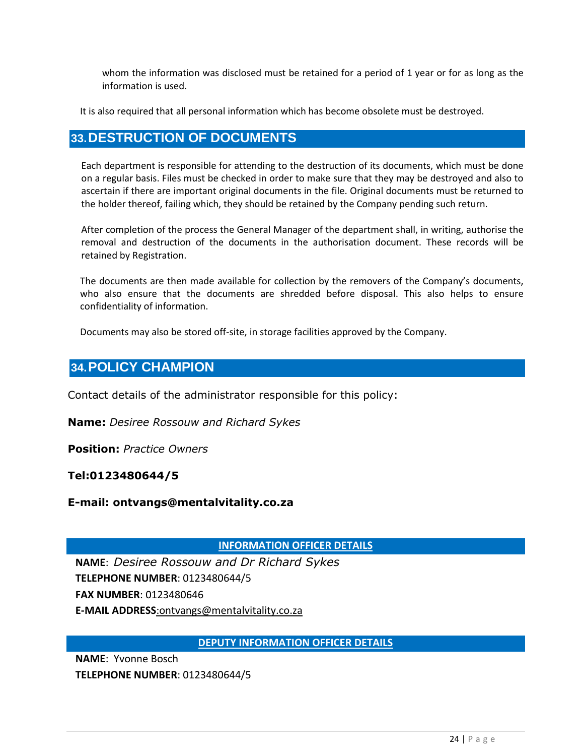whom the information was disclosed must be retained for a period of 1 year or for as long as the information is used.

It is also required that all personal information which has become obsolete must be destroyed.

## 33. DESTRUCTION OF DOCUMENTS

Each department is responsible for attending to the destruction of its documents, which must be done on a regular basis. Files must be checked in order to make sure that they may be destroyed and also to ascertain if there are important original documents in the file. Original documents must be returned to the holder thereof, failing which, they should be retained by the Company pending such return.

After completion of the process the General Manager of the department shall, in writing, authorise the removal and destruction of the documents in the authorisation document. These records will be retained by Registration.

The documents are then made available for collection by the removers of the Company's documents, who also ensure that the documents are shredded before disposal. This also helps to ensure confidentiality of information.

Documents may also be stored off-site, in storage facilities approved by the Company.

## 34. POLICY CHAMPION

Contact details of the administrator responsible for this policy:

**Name:** *Desiree Rossouw and Richard Sykes*

**Position:** *Practice Owners*

**Tel:0123480644/5**

**E-mail: ontvangs@mentalvitality.co.za**

### INFORMATION OFFICER DETAILS

**NAME**: *Desiree Rossouw and Dr Richard Sykes*
**TELEPHONE NUMBER**: 0123480644/5
**FAX NUMBER**: 0123480646
**E-MAIL ADDRESS**:ontvangs@mentalvitality.co.za

### DEPUTY INFORMATION OFFICER DETAILS

**NAME**: Yvonne Bosch
**TELEPHONE NUMBER**: 0123480644/5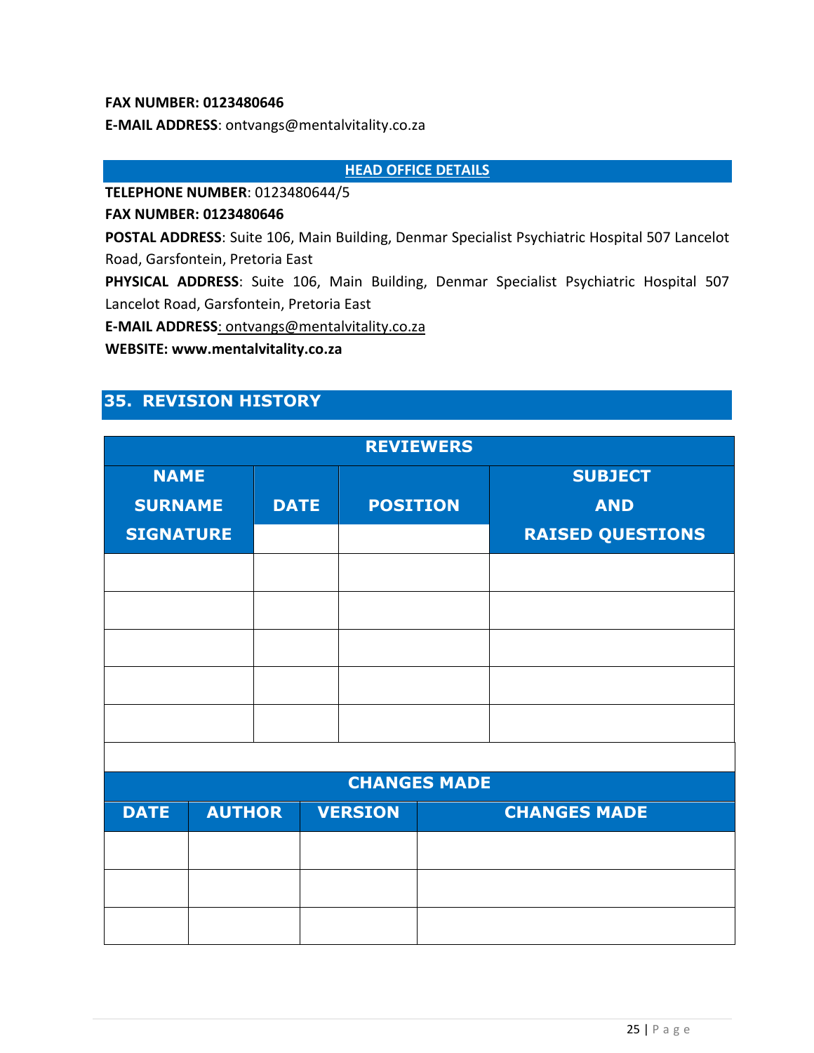**FAX NUMBER: 0123480646**

**E-MAIL ADDRESS**: ontvangs@mentalvitality.co.za

**HEAD OFFICE DETAILS**

**TELEPHONE NUMBER**: 0123480644/5

**FAX NUMBER: 0123480646**

**POSTAL ADDRESS**: Suite 106, Main Building, Denmar Specialist Psychiatric Hospital 507 Lancelot Road, Garsfontein, Pretoria East

**PHYSICAL ADDRESS**: Suite 106, Main Building, Denmar Specialist Psychiatric Hospital 507 Lancelot Road, Garsfontein, Pretoria East

**E-MAIL ADDRESS**: ontvangs@mentalvitality.co.za

**WEBSITE: www.mentalvitality.co.za**

## 35. REVISION HISTORY

| REVIEWERS | | | |
|---|---|---|---|
| NAME SURNAME SIGNATURE | DATE | POSITION | SUBJECT AND RAISED QUESTIONS |
| | | | |
| | | | |
| | | | |
| | | | |
| | | | |

| CHANGES MADE | | | |
|---|---|---|---|
| DATE | AUTHOR | VERSION | CHANGES MADE |
| | | | |
| | | | |
| | | | |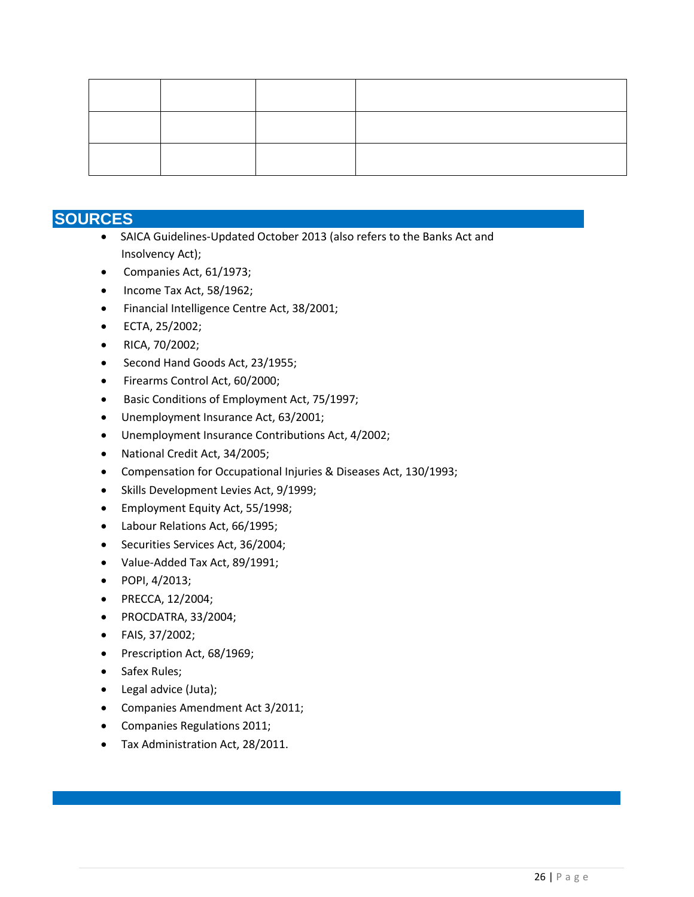| | | | |
|---|---|---|---|
| | | | |
| | | | |
| | | | |

## SOURCES

- SAICA Guidelines-Updated October 2013 (also refers to the Banks Act and Insolvency Act);
- Companies Act, 61/1973;
- Income Tax Act, 58/1962;
- Financial Intelligence Centre Act, 38/2001;
- ECTA, 25/2002;
- RICA, 70/2002;
- Second Hand Goods Act, 23/1955;
- Firearms Control Act, 60/2000;
- Basic Conditions of Employment Act, 75/1997;
- Unemployment Insurance Act, 63/2001;
- Unemployment Insurance Contributions Act, 4/2002;
- National Credit Act, 34/2005;
- Compensation for Occupational Injuries & Diseases Act, 130/1993;
- Skills Development Levies Act, 9/1999;
- Employment Equity Act, 55/1998;
- Labour Relations Act, 66/1995;
- Securities Services Act, 36/2004;
- Value-Added Tax Act, 89/1991;
- POPI, 4/2013;
- PRECCA, 12/2004;
- PROCDATRA, 33/2004;
- FAIS, 37/2002;
- Prescription Act, 68/1969;
- Safex Rules;
- Legal advice (Juta);
- Companies Amendment Act 3/2011;
- Companies Regulations 2011;
- Tax Administration Act, 28/2011.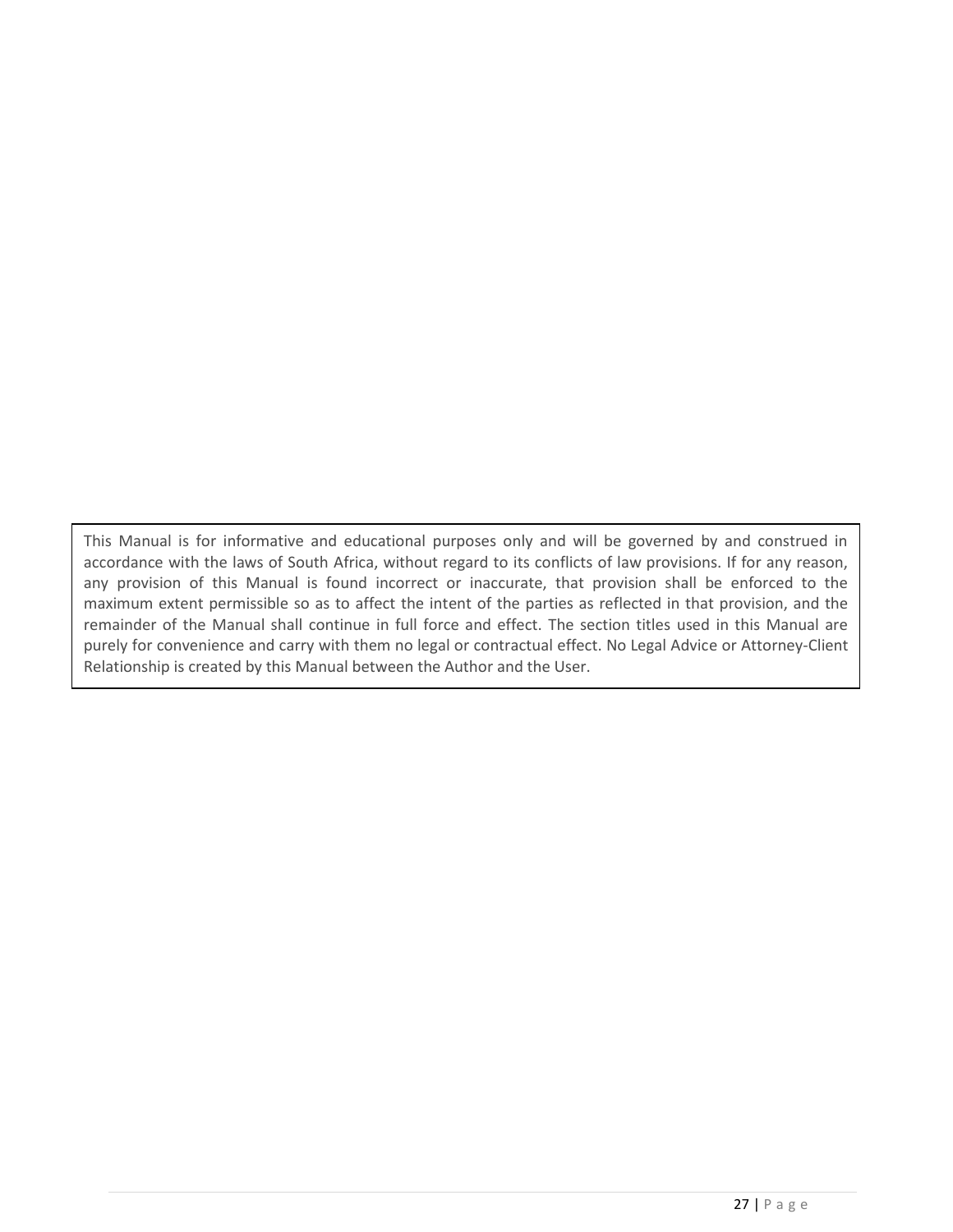This Manual is for informative and educational purposes only and will be governed by and construed in accordance with the laws of South Africa, without regard to its conflicts of law provisions. If for any reason, any provision of this Manual is found incorrect or inaccurate, that provision shall be enforced to the maximum extent permissible so as to affect the intent of the parties as reflected in that provision, and the remainder of the Manual shall continue in full force and effect. The section titles used in this Manual are purely for convenience and carry with them no legal or contractual effect. No Legal Advice or Attorney-Client Relationship is created by this Manual between the Author and the User.